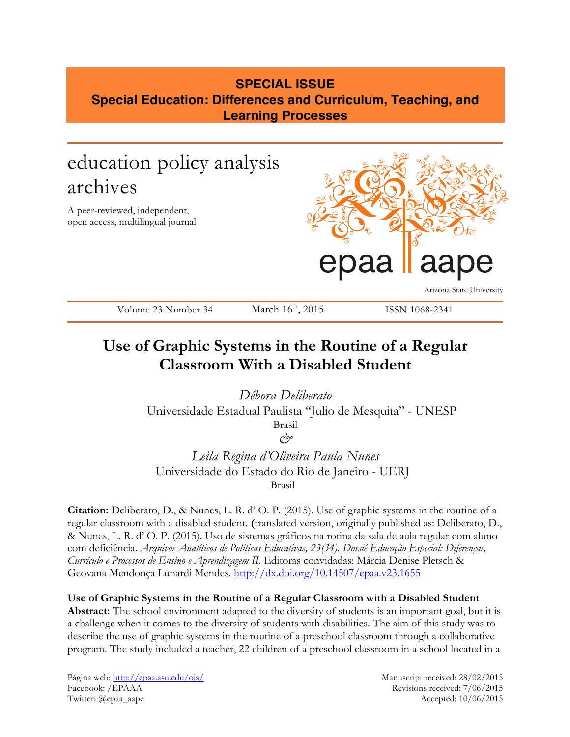**SPECIAL ISSUE**
**Special Education: Differences and Curriculum, Teaching, and Learning Processes**

education policy analysis archives

A peer-reviewed, independent, open access, multilingual journal

epaa aape

Arizona State University

Volume 23 Number 34 March 16th, 2015 ISSN 1068-2341

# Use of Graphic Systems in the Routine of a Regular Classroom With a Disabled Student

*Débora Deliberato*
Universidade Estadual Paulista "Julio de Mesquita" - UNESP
Brasil
&
*Leila Regina d'Oliveira Paula Nunes*
Universidade do Estado do Rio de Janeiro - UERJ
Brasil

**Citation:** Deliberato, D., & Nunes, L. R. d' O. P. (2015). Use of graphic systems in the routine of a regular classroom with a disabled student. **(**translated version, originally published as: Deliberato, D., & Nunes, L. R. d' O. P. (2015). Uso de sistemas gráficos na rotina da sala de aula regular com aluno com deficiência. *Arquivos Analíticos de Políticas Educativas, 23(34). Dossiê Educação Especial: Diferenças, Currículo e Processos de Ensino e Aprendizagem II.* Editoras convidadas: Márcia Denise Pletsch & Geovana Mendonça Lunardi Mendes. http://dx.doi.org/10.14507/epaa.v23.1655

**Use of Graphic Systems in the Routine of a Regular Classroom with a Disabled Student**
**Abstract:** The school environment adapted to the diversity of students is an important goal, but it is a challenge when it comes to the diversity of students with disabilities. The aim of this study was to describe the use of graphic systems in the routine of a preschool classroom through a collaborative program. The study included a teacher, 22 children of a preschool classroom in a school located in a

Página web: http://epaa.asu.edu/ojs/
Facebook: /EPAAA
Twitter: @epaa_aape

Manuscript received: 28/02/2015
Revisions received: 7/06/2015
Accepted: 10/06/2015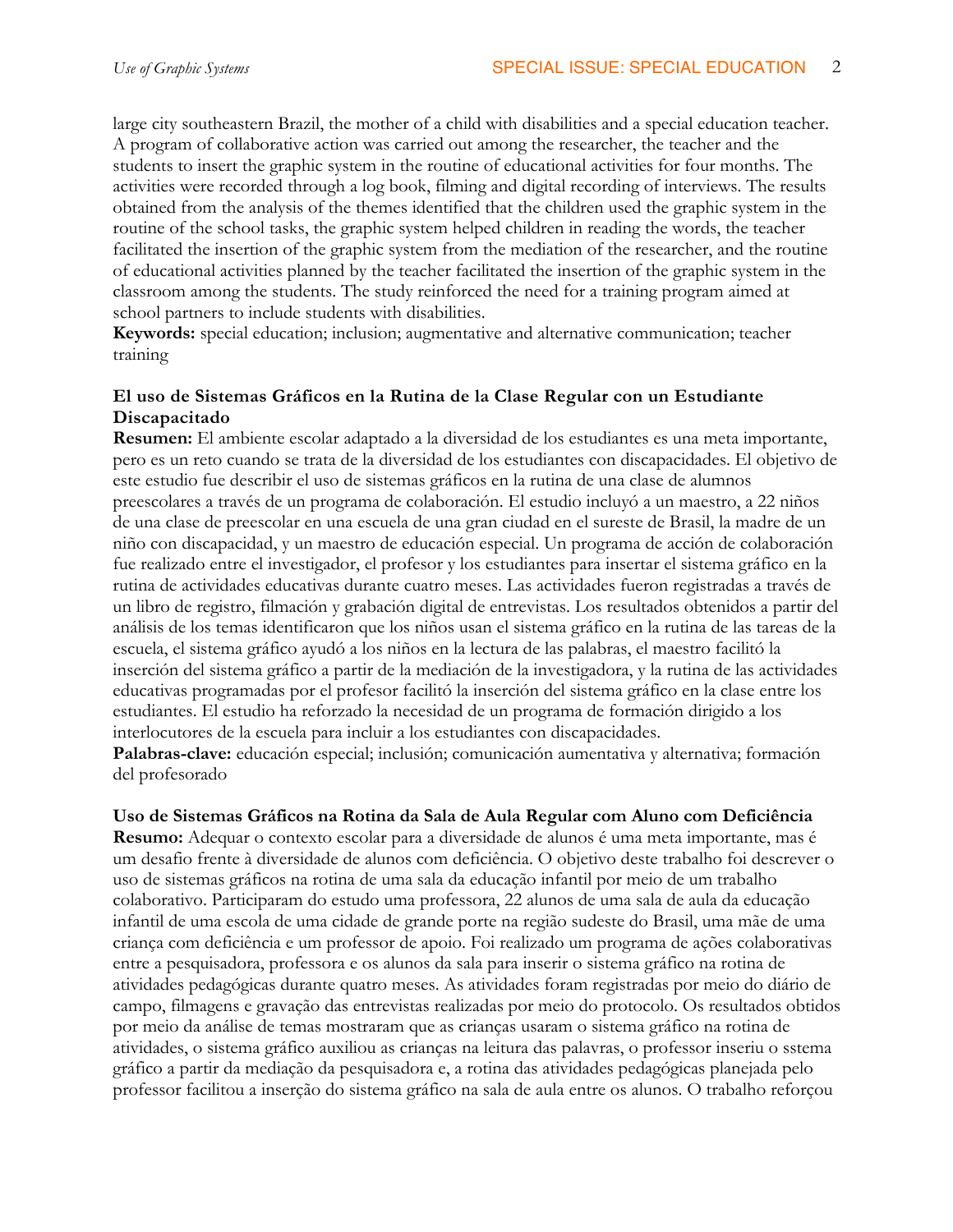large city southeastern Brazil, the mother of a child with disabilities and a special education teacher. A program of collaborative action was carried out among the researcher, the teacher and the students to insert the graphic system in the routine of educational activities for four months. The activities were recorded through a log book, filming and digital recording of interviews. The results obtained from the analysis of the themes identified that the children used the graphic system in the routine of the school tasks, the graphic system helped children in reading the words, the teacher facilitated the insertion of the graphic system from the mediation of the researcher, and the routine of educational activities planned by the teacher facilitated the insertion of the graphic system in the classroom among the students. The study reinforced the need for a training program aimed at school partners to include students with disabilities.

**Keywords:** special education; inclusion; augmentative and alternative communication; teacher training

**El uso de Sistemas Gráficos en la Rutina de la Clase Regular con un Estudiante Discapacitado**

**Resumen:** El ambiente escolar adaptado a la diversidad de los estudiantes es una meta importante, pero es un reto cuando se trata de la diversidad de los estudiantes con discapacidades. El objetivo de este estudio fue describir el uso de sistemas gráficos en la rutina de una clase de alumnos preescolares a través de un programa de colaboración. El estudio incluyó a un maestro, a 22 niños de una clase de preescolar en una escuela de una gran ciudad en el sureste de Brasil, la madre de un niño con discapacidad, y un maestro de educación especial. Un programa de acción de colaboración fue realizado entre el investigador, el profesor y los estudiantes para insertar el sistema gráfico en la rutina de actividades educativas durante cuatro meses. Las actividades fueron registradas a través de un libro de registro, filmación y grabación digital de entrevistas. Los resultados obtenidos a partir del análisis de los temas identificaron que los niños usan el sistema gráfico en la rutina de las tareas de la escuela, el sistema gráfico ayudó a los niños en la lectura de las palabras, el maestro facilitó la inserción del sistema gráfico a partir de la mediación de la investigadora, y la rutina de las actividades educativas programadas por el profesor facilitó la inserción del sistema gráfico en la clase entre los estudiantes. El estudio ha reforzado la necesidad de un programa de formación dirigido a los interlocutores de la escuela para incluir a los estudiantes con discapacidades.

**Palabras-clave:** educación especial; inclusión; comunicación aumentativa y alternativa; formación del profesorado

**Uso de Sistemas Gráficos na Rotina da Sala de Aula Regular com Aluno com Deficiência**

**Resumo:** Adequar o contexto escolar para a diversidade de alunos é uma meta importante, mas é um desafio frente à diversidade de alunos com deficiência. O objetivo deste trabalho foi descrever o uso de sistemas gráficos na rotina de uma sala da educação infantil por meio de um trabalho colaborativo. Participaram do estudo uma professora, 22 alunos de uma sala de aula da educação infantil de uma escola de uma cidade de grande porte na região sudeste do Brasil, uma mãe de uma criança com deficiência e um professor de apoio. Foi realizado um programa de ações colaborativas entre a pesquisadora, professora e os alunos da sala para inserir o sistema gráfico na rotina de atividades pedagógicas durante quatro meses. As atividades foram registradas por meio do diário de campo, filmagens e gravação das entrevistas realizadas por meio do protocolo. Os resultados obtidos por meio da análise de temas mostraram que as crianças usaram o sistema gráfico na rotina de atividades, o sistema gráfico auxiliou as crianças na leitura das palavras, o professor inseriu o sstema gráfico a partir da mediação da pesquisadora e, a rotina das atividades pedagógicas planejada pelo professor facilitou a inserção do sistema gráfico na sala de aula entre os alunos. O trabalho reforçou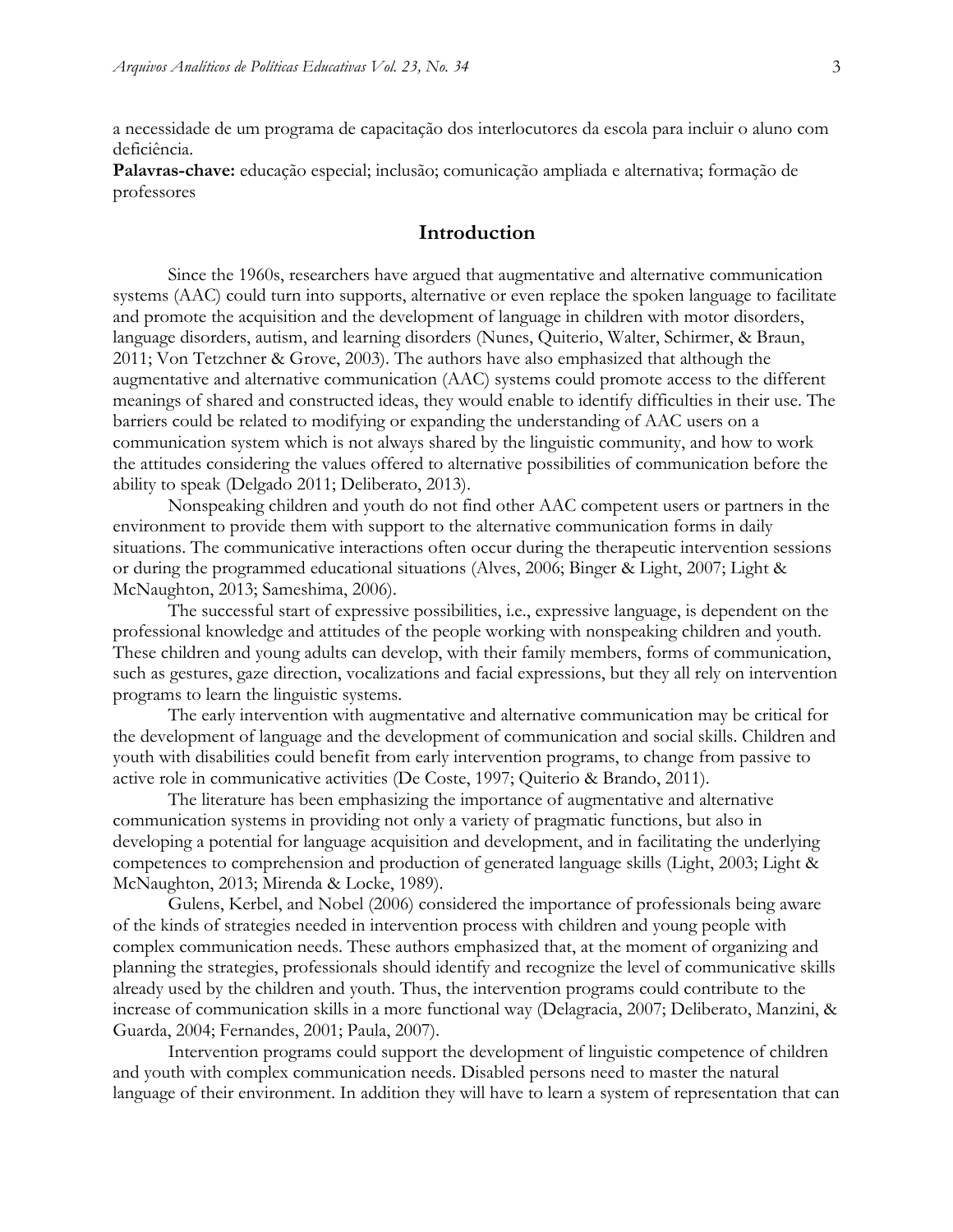a necessidade de um programa de capacitação dos interlocutores da escola para incluir o aluno com deficiência.

**Palavras-chave:** educação especial; inclusão; comunicação ampliada e alternativa; formação de professores

## Introduction

Since the 1960s, researchers have argued that augmentative and alternative communication systems (AAC) could turn into supports, alternative or even replace the spoken language to facilitate and promote the acquisition and the development of language in children with motor disorders, language disorders, autism, and learning disorders (Nunes, Quiterio, Walter, Schirmer, & Braun, 2011; Von Tetzchner & Grove, 2003). The authors have also emphasized that although the augmentative and alternative communication (AAC) systems could promote access to the different meanings of shared and constructed ideas, they would enable to identify difficulties in their use. The barriers could be related to modifying or expanding the understanding of AAC users on a communication system which is not always shared by the linguistic community, and how to work the attitudes considering the values offered to alternative possibilities of communication before the ability to speak (Delgado 2011; Deliberato, 2013).

Nonspeaking children and youth do not find other AAC competent users or partners in the environment to provide them with support to the alternative communication forms in daily situations. The communicative interactions often occur during the therapeutic intervention sessions or during the programmed educational situations (Alves, 2006; Binger & Light, 2007; Light & McNaughton, 2013; Sameshima, 2006).

The successful start of expressive possibilities, i.e., expressive language, is dependent on the professional knowledge and attitudes of the people working with nonspeaking children and youth. These children and young adults can develop, with their family members, forms of communication, such as gestures, gaze direction, vocalizations and facial expressions, but they all rely on intervention programs to learn the linguistic systems.

The early intervention with augmentative and alternative communication may be critical for the development of language and the development of communication and social skills. Children and youth with disabilities could benefit from early intervention programs, to change from passive to active role in communicative activities (De Coste, 1997; Quiterio & Brando, 2011).

The literature has been emphasizing the importance of augmentative and alternative communication systems in providing not only a variety of pragmatic functions, but also in developing a potential for language acquisition and development, and in facilitating the underlying competences to comprehension and production of generated language skills (Light, 2003; Light & McNaughton, 2013; Mirenda & Locke, 1989).

Gulens, Kerbel, and Nobel (2006) considered the importance of professionals being aware of the kinds of strategies needed in intervention process with children and young people with complex communication needs. These authors emphasized that, at the moment of organizing and planning the strategies, professionals should identify and recognize the level of communicative skills already used by the children and youth. Thus, the intervention programs could contribute to the increase of communication skills in a more functional way (Delagracia, 2007; Deliberato, Manzini, & Guarda, 2004; Fernandes, 2001; Paula, 2007).

Intervention programs could support the development of linguistic competence of children and youth with complex communication needs. Disabled persons need to master the natural language of their environment. In addition they will have to learn a system of representation that can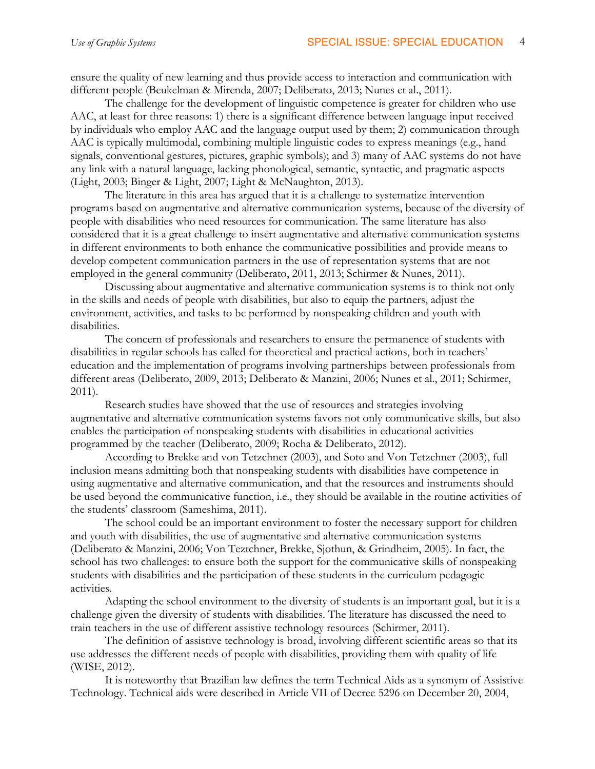ensure the quality of new learning and thus provide access to interaction and communication with different people (Beukelman & Mirenda, 2007; Deliberato, 2013; Nunes et al., 2011).

The challenge for the development of linguistic competence is greater for children who use AAC, at least for three reasons: 1) there is a significant difference between language input received by individuals who employ AAC and the language output used by them; 2) communication through AAC is typically multimodal, combining multiple linguistic codes to express meanings (e.g., hand signals, conventional gestures, pictures, graphic symbols); and 3) many of AAC systems do not have any link with a natural language, lacking phonological, semantic, syntactic, and pragmatic aspects (Light, 2003; Binger & Light, 2007; Light & McNaughton, 2013).

The literature in this area has argued that it is a challenge to systematize intervention programs based on augmentative and alternative communication systems, because of the diversity of people with disabilities who need resources for communication. The same literature has also considered that it is a great challenge to insert augmentative and alternative communication systems in different environments to both enhance the communicative possibilities and provide means to develop competent communication partners in the use of representation systems that are not employed in the general community (Deliberato, 2011, 2013; Schirmer & Nunes, 2011).

Discussing about augmentative and alternative communication systems is to think not only in the skills and needs of people with disabilities, but also to equip the partners, adjust the environment, activities, and tasks to be performed by nonspeaking children and youth with disabilities.

The concern of professionals and researchers to ensure the permanence of students with disabilities in regular schools has called for theoretical and practical actions, both in teachers' education and the implementation of programs involving partnerships between professionals from different areas (Deliberato, 2009, 2013; Deliberato & Manzini, 2006; Nunes et al., 2011; Schirmer, 2011).

Research studies have showed that the use of resources and strategies involving augmentative and alternative communication systems favors not only communicative skills, but also enables the participation of nonspeaking students with disabilities in educational activities programmed by the teacher (Deliberato, 2009; Rocha & Deliberato, 2012).

According to Brekke and von Tetzchner (2003), and Soto and Von Tetzchner (2003), full inclusion means admitting both that nonspeaking students with disabilities have competence in using augmentative and alternative communication, and that the resources and instruments should be used beyond the communicative function, i.e., they should be available in the routine activities of the students' classroom (Sameshima, 2011).

The school could be an important environment to foster the necessary support for children and youth with disabilities, the use of augmentative and alternative communication systems (Deliberato & Manzini, 2006; Von Teztchner, Brekke, Sjothun, & Grindheim, 2005). In fact, the school has two challenges: to ensure both the support for the communicative skills of nonspeaking students with disabilities and the participation of these students in the curriculum pedagogic activities.

Adapting the school environment to the diversity of students is an important goal, but it is a challenge given the diversity of students with disabilities. The literature has discussed the need to train teachers in the use of different assistive technology resources (Schirmer, 2011).

The definition of assistive technology is broad, involving different scientific areas so that its use addresses the different needs of people with disabilities, providing them with quality of life (WISE, 2012).

It is noteworthy that Brazilian law defines the term Technical Aids as a synonym of Assistive Technology. Technical aids were described in Article VII of Decree 5296 on December 20, 2004,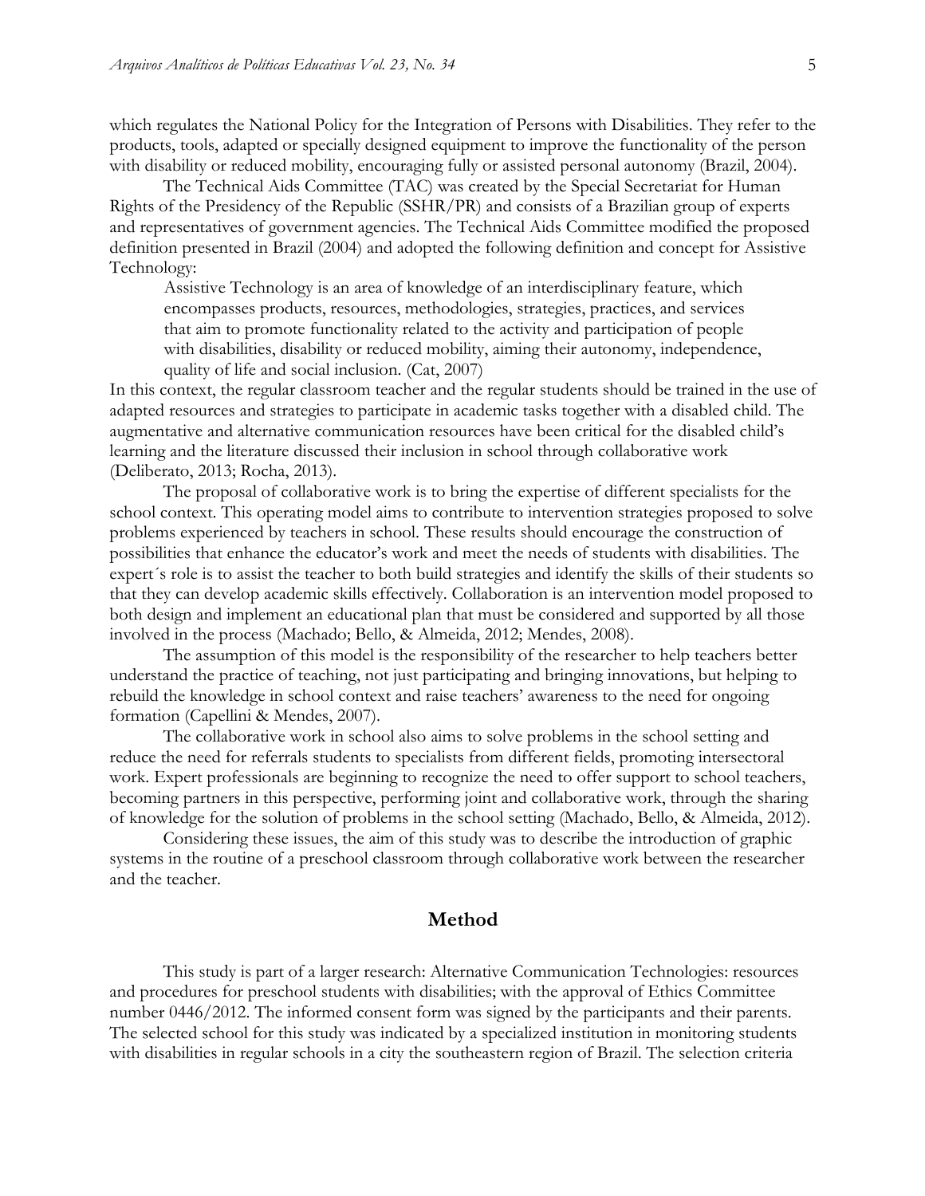which regulates the National Policy for the Integration of Persons with Disabilities. They refer to the products, tools, adapted or specially designed equipment to improve the functionality of the person with disability or reduced mobility, encouraging fully or assisted personal autonomy (Brazil, 2004).

The Technical Aids Committee (TAC) was created by the Special Secretariat for Human Rights of the Presidency of the Republic (SSHR/PR) and consists of a Brazilian group of experts and representatives of government agencies. The Technical Aids Committee modified the proposed definition presented in Brazil (2004) and adopted the following definition and concept for Assistive Technology:

> Assistive Technology is an area of knowledge of an interdisciplinary feature, which encompasses products, resources, methodologies, strategies, practices, and services that aim to promote functionality related to the activity and participation of people with disabilities, disability or reduced mobility, aiming their autonomy, independence, quality of life and social inclusion. (Cat, 2007)

In this context, the regular classroom teacher and the regular students should be trained in the use of adapted resources and strategies to participate in academic tasks together with a disabled child. The augmentative and alternative communication resources have been critical for the disabled child's learning and the literature discussed their inclusion in school through collaborative work (Deliberato, 2013; Rocha, 2013).

The proposal of collaborative work is to bring the expertise of different specialists for the school context. This operating model aims to contribute to intervention strategies proposed to solve problems experienced by teachers in school. These results should encourage the construction of possibilities that enhance the educator's work and meet the needs of students with disabilities. The expert´s role is to assist the teacher to both build strategies and identify the skills of their students so that they can develop academic skills effectively. Collaboration is an intervention model proposed to both design and implement an educational plan that must be considered and supported by all those involved in the process (Machado; Bello, & Almeida, 2012; Mendes, 2008).

The assumption of this model is the responsibility of the researcher to help teachers better understand the practice of teaching, not just participating and bringing innovations, but helping to rebuild the knowledge in school context and raise teachers' awareness to the need for ongoing formation (Capellini & Mendes, 2007).

The collaborative work in school also aims to solve problems in the school setting and reduce the need for referrals students to specialists from different fields, promoting intersectoral work. Expert professionals are beginning to recognize the need to offer support to school teachers, becoming partners in this perspective, performing joint and collaborative work, through the sharing of knowledge for the solution of problems in the school setting (Machado, Bello, & Almeida, 2012).

Considering these issues, the aim of this study was to describe the introduction of graphic systems in the routine of a preschool classroom through collaborative work between the researcher and the teacher.

## Method

This study is part of a larger research: Alternative Communication Technologies: resources and procedures for preschool students with disabilities; with the approval of Ethics Committee number 0446/2012. The informed consent form was signed by the participants and their parents. The selected school for this study was indicated by a specialized institution in monitoring students with disabilities in regular schools in a city the southeastern region of Brazil. The selection criteria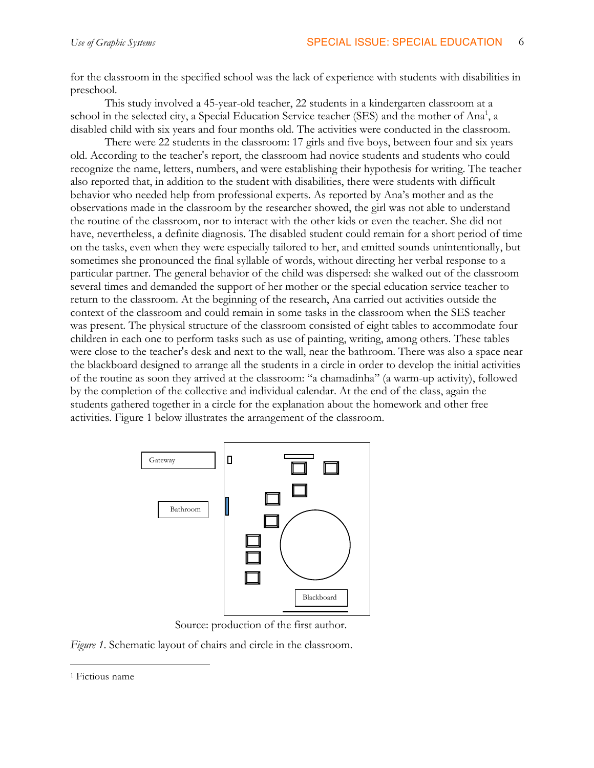for the classroom in the specified school was the lack of experience with students with disabilities in preschool.

This study involved a 45-year-old teacher, 22 students in a kindergarten classroom at a school in the selected city, a Special Education Service teacher (SES) and the mother of Ana[1], a disabled child with six years and four months old. The activities were conducted in the classroom.

There were 22 students in the classroom: 17 girls and five boys, between four and six years old. According to the teacher's report, the classroom had novice students and students who could recognize the name, letters, numbers, and were establishing their hypothesis for writing. The teacher also reported that, in addition to the student with disabilities, there were students with difficult behavior who needed help from professional experts. As reported by Ana's mother and as the observations made in the classroom by the researcher showed, the girl was not able to understand the routine of the classroom, nor to interact with the other kids or even the teacher. She did not have, nevertheless, a definite diagnosis. The disabled student could remain for a short period of time on the tasks, even when they were especially tailored to her, and emitted sounds unintentionally, but sometimes she pronounced the final syllable of words, without directing her verbal response to a particular partner. The general behavior of the child was dispersed: she walked out of the classroom several times and demanded the support of her mother or the special education service teacher to return to the classroom. At the beginning of the research, Ana carried out activities outside the context of the classroom and could remain in some tasks in the classroom when the SES teacher was present. The physical structure of the classroom consisted of eight tables to accommodate four children in each one to perform tasks such as use of painting, writing, among others. These tables were close to the teacher's desk and next to the wall, near the bathroom. There was also a space near the blackboard designed to arrange all the students in a circle in order to develop the initial activities of the routine as soon they arrived at the classroom: "a chamadinha" (a warm-up activity), followed by the completion of the collective and individual calendar. At the end of the class, again the students gathered together in a circle for the explanation about the homework and other free activities. Figure 1 below illustrates the arrangement of the classroom.

Gateway

Bathroom

Blackboard

Source: production of the first author.

*Figure 1*. Schematic layout of chairs and circle in the classroom.

[1] Fictious name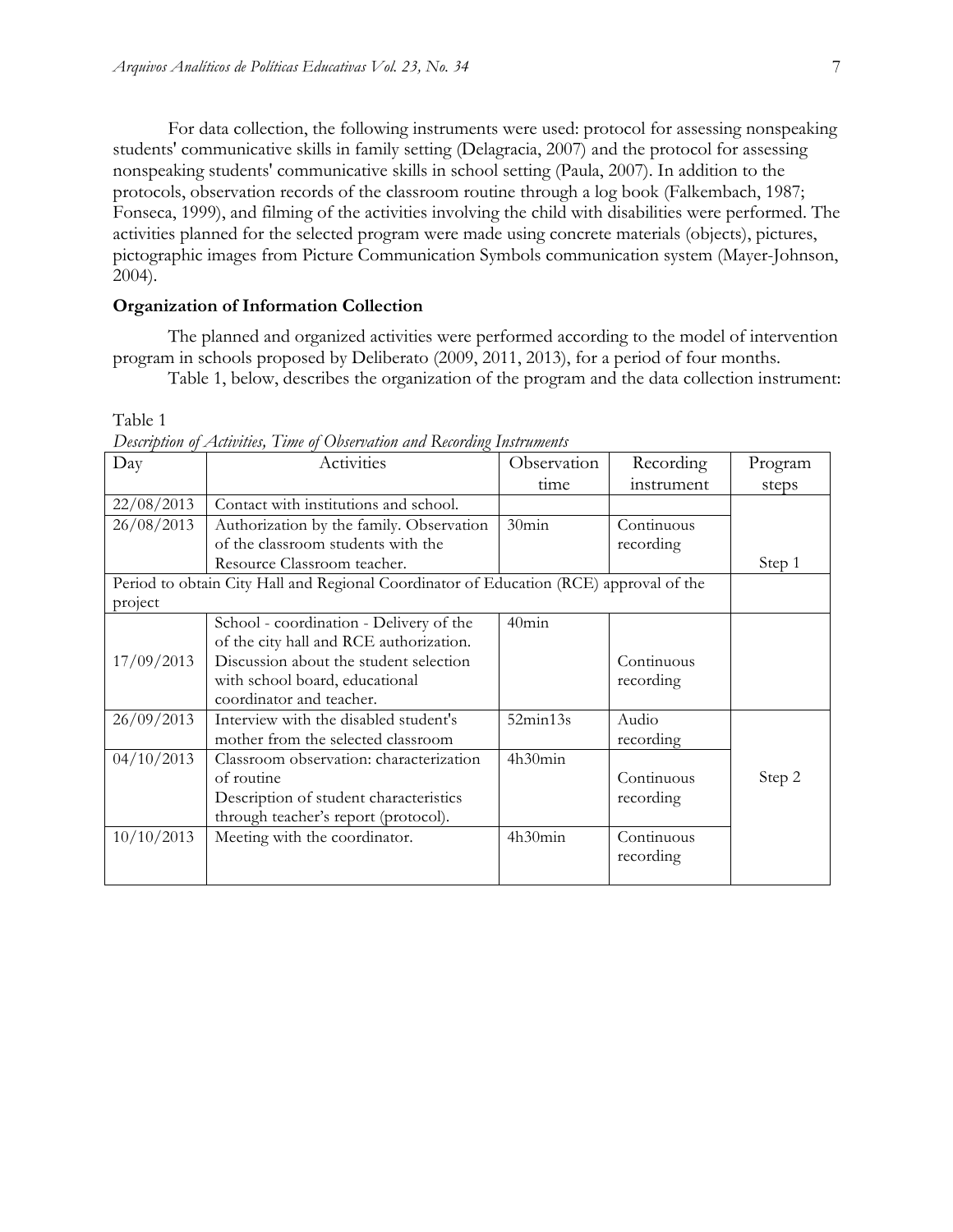For data collection, the following instruments were used: protocol for assessing nonspeaking students' communicative skills in family setting (Delagracia, 2007) and the protocol for assessing nonspeaking students' communicative skills in school setting (Paula, 2007). In addition to the protocols, observation records of the classroom routine through a log book (Falkembach, 1987; Fonseca, 1999), and filming of the activities involving the child with disabilities were performed. The activities planned for the selected program were made using concrete materials (objects), pictures, pictographic images from Picture Communication Symbols communication system (Mayer-Johnson, 2004).

**Organization of Information Collection**

The planned and organized activities were performed according to the model of intervention program in schools proposed by Deliberato (2009, 2011, 2013), for a period of four months.

Table 1, below, describes the organization of the program and the data collection instrument:

Table 1
*Description of Activities, Time of Observation and Recording Instruments*

| Day | Activities | Observation time | Recording instrument | Program steps |
|---|---|---|---|---|
| 22/08/2013 | Contact with institutions and school. | | | |
| 26/08/2013 | Authorization by the family. Observation of the classroom students with the Resource Classroom teacher. | 30min | Continuous recording | Step 1 |
| Period to obtain City Hall and Regional Coordinator of Education (RCE) approval of the project | | | | |
| 17/09/2013 | School - coordination - Delivery of the of the city hall and RCE authorization. Discussion about the student selection with school board, educational coordinator and teacher. | 40min | Continuous recording | |
| 26/09/2013 | Interview with the disabled student's mother from the selected classroom | 52min13s | Audio recording | Step 2 |
| 04/10/2013 | Classroom observation: characterization of routine<br>Description of student characteristics through teacher's report (protocol). | 4h30min | Continuous recording | |
| 10/10/2013 | Meeting with the coordinator. | 4h30min | Continuous recording | |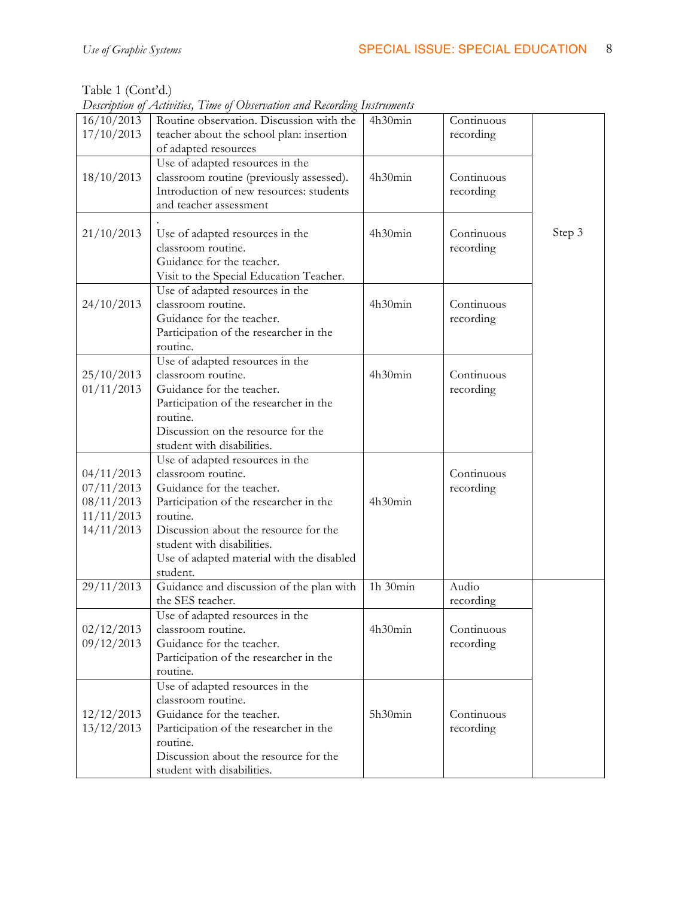Table 1 (Cont'd.)

*Description of Activities, Time of Observation and Recording Instruments*

| | | | | |
|---|---|---|---|---|
| 16/10/2013<br>17/10/2013 | Routine observation. Discussion with the teacher about the school plan: insertion of adapted resources | 4h30min | Continuous recording | Step 3 |
| 18/10/2013 | Use of adapted resources in the classroom routine (previously assessed). Introduction of new resources: students and teacher assessment | 4h30min | Continuous recording | |
| 21/10/2013 | .<br>Use of adapted resources in the classroom routine.<br>Guidance for the teacher.<br>Visit to the Special Education Teacher. | 4h30min | Continuous recording | |
| 24/10/2013 | Use of adapted resources in the classroom routine.<br>Guidance for the teacher.<br>Participation of the researcher in the routine. | 4h30min | Continuous recording | |
| 25/10/2013<br>01/11/2013 | Use of adapted resources in the classroom routine.<br>Guidance for the teacher.<br>Participation of the researcher in the routine.<br>Discussion on the resource for the student with disabilities. | 4h30min | Continuous recording | |
| 04/11/2013<br>07/11/2013<br>08/11/2013<br>11/11/2013<br>14/11/2013 | Use of adapted resources in the classroom routine.<br>Guidance for the teacher.<br>Participation of the researcher in the routine.<br>Discussion about the resource for the student with disabilities.<br>Use of adapted material with the disabled student. | 4h30min | Continuous recording | |
| 29/11/2013 | Guidance and discussion of the plan with the SES teacher. | 1h 30min | Audio recording | |
| 02/12/2013<br>09/12/2013 | Use of adapted resources in the classroom routine.<br>Guidance for the teacher.<br>Participation of the researcher in the routine. | 4h30min | Continuous recording | |
| 12/12/2013<br>13/12/2013 | Use of adapted resources in the classroom routine.<br>Guidance for the teacher.<br>Participation of the researcher in the routine.<br>Discussion about the resource for the student with disabilities. | 5h30min | Continuous recording | |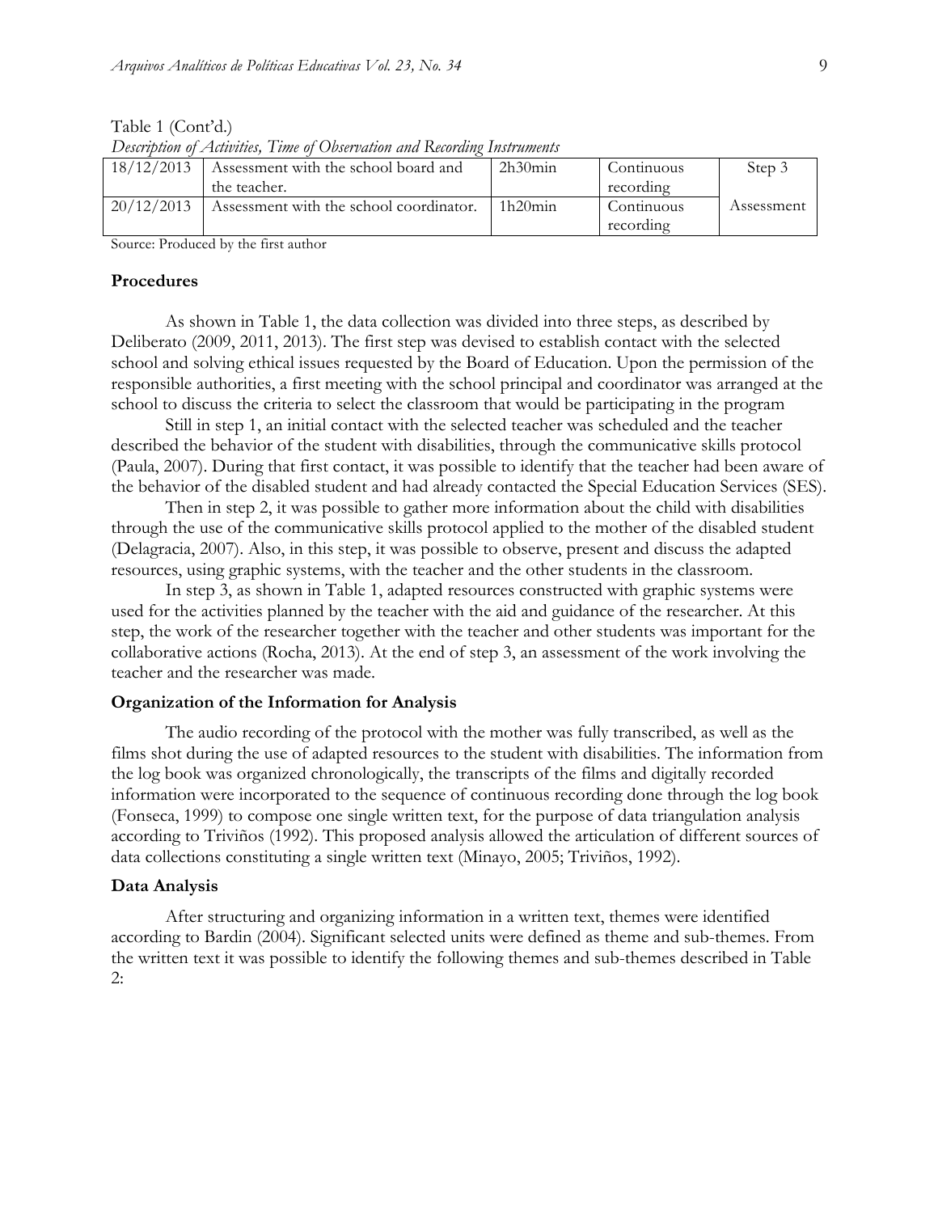Table 1 (Cont'd.)

*Description of Activities, Time of Observation and Recording Instruments*

| | | | | |
|---|---|---|---|---|
| 18/12/2013 | Assessment with the school board and the teacher. | 2h30min | Continuous recording | Step 3 |
| 20/12/2013 | Assessment with the school coordinator. | 1h20min | Continuous recording | Assessment |

Source: Produced by the first author

### Procedures

As shown in Table 1, the data collection was divided into three steps, as described by Deliberato (2009, 2011, 2013). The first step was devised to establish contact with the selected school and solving ethical issues requested by the Board of Education. Upon the permission of the responsible authorities, a first meeting with the school principal and coordinator was arranged at the school to discuss the criteria to select the classroom that would be participating in the program

Still in step 1, an initial contact with the selected teacher was scheduled and the teacher described the behavior of the student with disabilities, through the communicative skills protocol (Paula, 2007). During that first contact, it was possible to identify that the teacher had been aware of the behavior of the disabled student and had already contacted the Special Education Services (SES).

Then in step 2, it was possible to gather more information about the child with disabilities through the use of the communicative skills protocol applied to the mother of the disabled student (Delagracia, 2007). Also, in this step, it was possible to observe, present and discuss the adapted resources, using graphic systems, with the teacher and the other students in the classroom.

In step 3, as shown in Table 1, adapted resources constructed with graphic systems were used for the activities planned by the teacher with the aid and guidance of the researcher. At this step, the work of the researcher together with the teacher and other students was important for the collaborative actions (Rocha, 2013). At the end of step 3, an assessment of the work involving the teacher and the researcher was made.

### Organization of the Information for Analysis

The audio recording of the protocol with the mother was fully transcribed, as well as the films shot during the use of adapted resources to the student with disabilities. The information from the log book was organized chronologically, the transcripts of the films and digitally recorded information were incorporated to the sequence of continuous recording done through the log book (Fonseca, 1999) to compose one single written text, for the purpose of data triangulation analysis according to Triviños (1992). This proposed analysis allowed the articulation of different sources of data collections constituting a single written text (Minayo, 2005; Triviños, 1992).

### Data Analysis

After structuring and organizing information in a written text, themes were identified according to Bardin (2004). Significant selected units were defined as theme and sub-themes. From the written text it was possible to identify the following themes and sub-themes described in Table 2: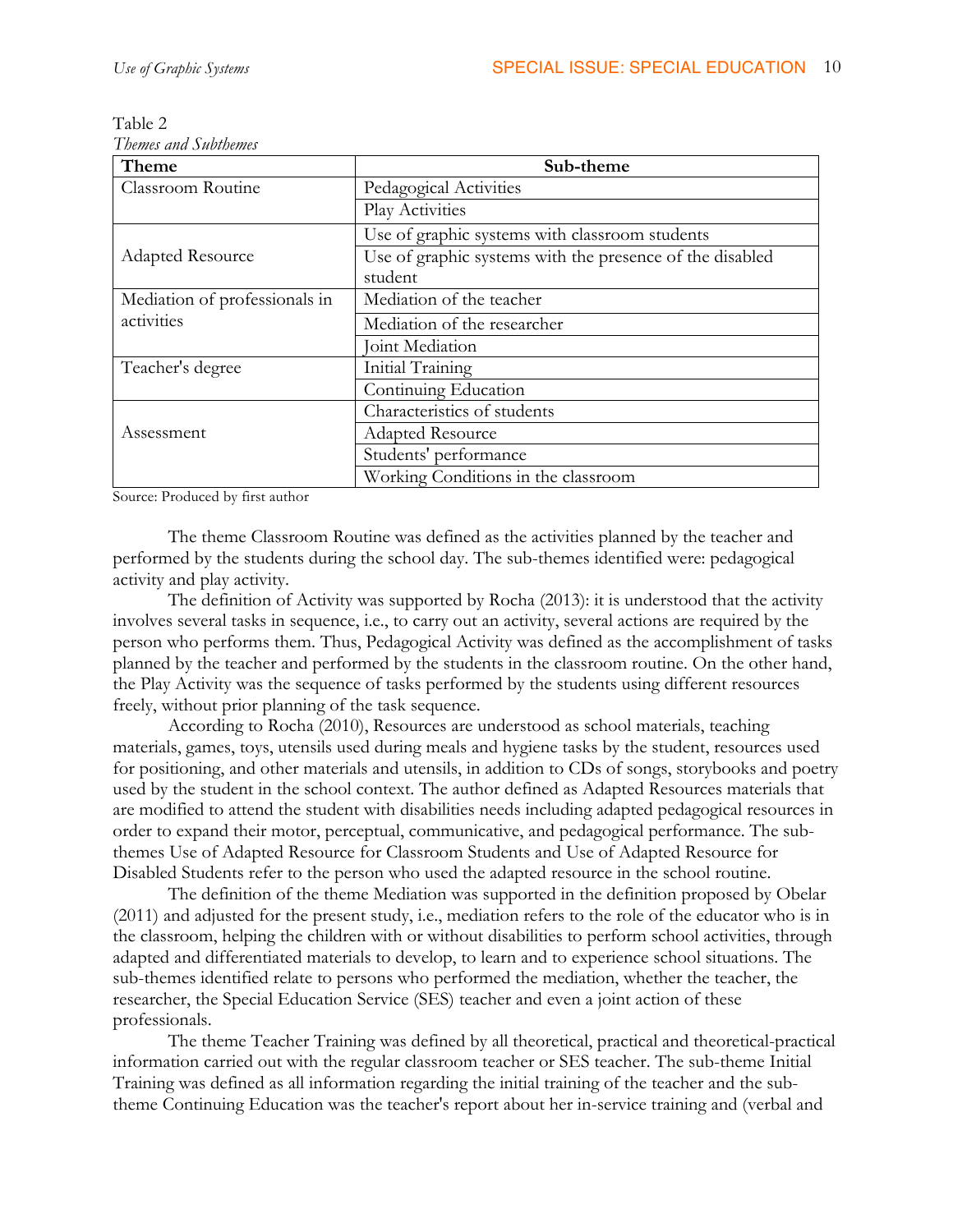Table 2
*Themes and Subthemes*

| Theme | Sub-theme |
|---|---|
| Classroom Routine | Pedagogical Activities |
| | Play Activities |
| Adapted Resource | Use of graphic systems with classroom students |
| | Use of graphic systems with the presence of the disabled student |
| Mediation of professionals in activities | Mediation of the teacher |
| | Mediation of the researcher |
| | Joint Mediation |
| Teacher's degree | Initial Training |
| | Continuing Education |
| Assessment | Characteristics of students |
| | Adapted Resource |
| | Students' performance |
| | Working Conditions in the classroom |

Source: Produced by first author

The theme Classroom Routine was defined as the activities planned by the teacher and performed by the students during the school day. The sub-themes identified were: pedagogical activity and play activity.

The definition of Activity was supported by Rocha (2013): it is understood that the activity involves several tasks in sequence, i.e., to carry out an activity, several actions are required by the person who performs them. Thus, Pedagogical Activity was defined as the accomplishment of tasks planned by the teacher and performed by the students in the classroom routine. On the other hand, the Play Activity was the sequence of tasks performed by the students using different resources freely, without prior planning of the task sequence.

According to Rocha (2010), Resources are understood as school materials, teaching materials, games, toys, utensils used during meals and hygiene tasks by the student, resources used for positioning, and other materials and utensils, in addition to CDs of songs, storybooks and poetry used by the student in the school context. The author defined as Adapted Resources materials that are modified to attend the student with disabilities needs including adapted pedagogical resources in order to expand their motor, perceptual, communicative, and pedagogical performance. The sub-themes Use of Adapted Resource for Classroom Students and Use of Adapted Resource for Disabled Students refer to the person who used the adapted resource in the school routine.

The definition of the theme Mediation was supported in the definition proposed by Obelar (2011) and adjusted for the present study, i.e., mediation refers to the role of the educator who is in the classroom, helping the children with or without disabilities to perform school activities, through adapted and differentiated materials to develop, to learn and to experience school situations. The sub-themes identified relate to persons who performed the mediation, whether the teacher, the researcher, the Special Education Service (SES) teacher and even a joint action of these professionals.

The theme Teacher Training was defined by all theoretical, practical and theoretical-practical information carried out with the regular classroom teacher or SES teacher. The sub-theme Initial Training was defined as all information regarding the initial training of the teacher and the sub-theme Continuing Education was the teacher's report about her in-service training and (verbal and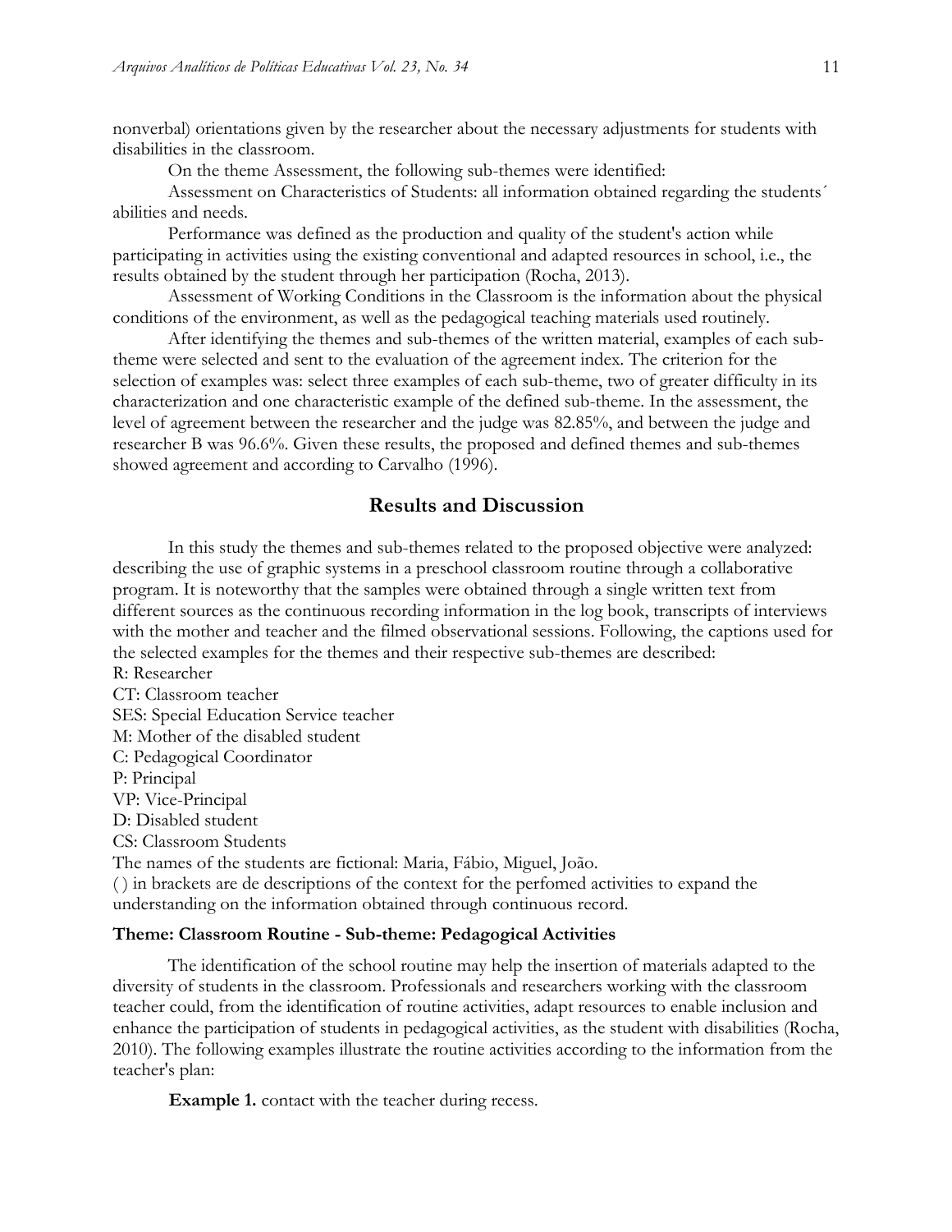nonverbal) orientations given by the researcher about the necessary adjustments for students with disabilities in the classroom.

On the theme Assessment, the following sub-themes were identified:

Assessment on Characteristics of Students: all information obtained regarding the students´ abilities and needs.

Performance was defined as the production and quality of the student's action while participating in activities using the existing conventional and adapted resources in school, i.e., the results obtained by the student through her participation (Rocha, 2013).

Assessment of Working Conditions in the Classroom is the information about the physical conditions of the environment, as well as the pedagogical teaching materials used routinely.

After identifying the themes and sub-themes of the written material, examples of each sub-theme were selected and sent to the evaluation of the agreement index. The criterion for the selection of examples was: select three examples of each sub-theme, two of greater difficulty in its characterization and one characteristic example of the defined sub-theme. In the assessment, the level of agreement between the researcher and the judge was 82.85%, and between the judge and researcher B was 96.6%. Given these results, the proposed and defined themes and sub-themes showed agreement and according to Carvalho (1996).

## Results and Discussion

In this study the themes and sub-themes related to the proposed objective were analyzed: describing the use of graphic systems in a preschool classroom routine through a collaborative program. It is noteworthy that the samples were obtained through a single written text from different sources as the continuous recording information in the log book, transcripts of interviews with the mother and teacher and the filmed observational sessions. Following, the captions used for the selected examples for the themes and their respective sub-themes are described:

R: Researcher
CT: Classroom teacher
SES: Special Education Service teacher
M: Mother of the disabled student
C: Pedagogical Coordinator
P: Principal
VP: Vice-Principal
D: Disabled student
CS: Classroom Students
The names of the students are fictional: Maria, Fábio, Miguel, João.
( ) in brackets are de descriptions of the context for the perfomed activities to expand the understanding on the information obtained through continuous record.

### Theme: Classroom Routine - Sub-theme: Pedagogical Activities

The identification of the school routine may help the insertion of materials adapted to the diversity of students in the classroom. Professionals and researchers working with the classroom teacher could, from the identification of routine activities, adapt resources to enable inclusion and enhance the participation of students in pedagogical activities, as the student with disabilities (Rocha, 2010). The following examples illustrate the routine activities according to the information from the teacher's plan:

**Example 1.** contact with the teacher during recess.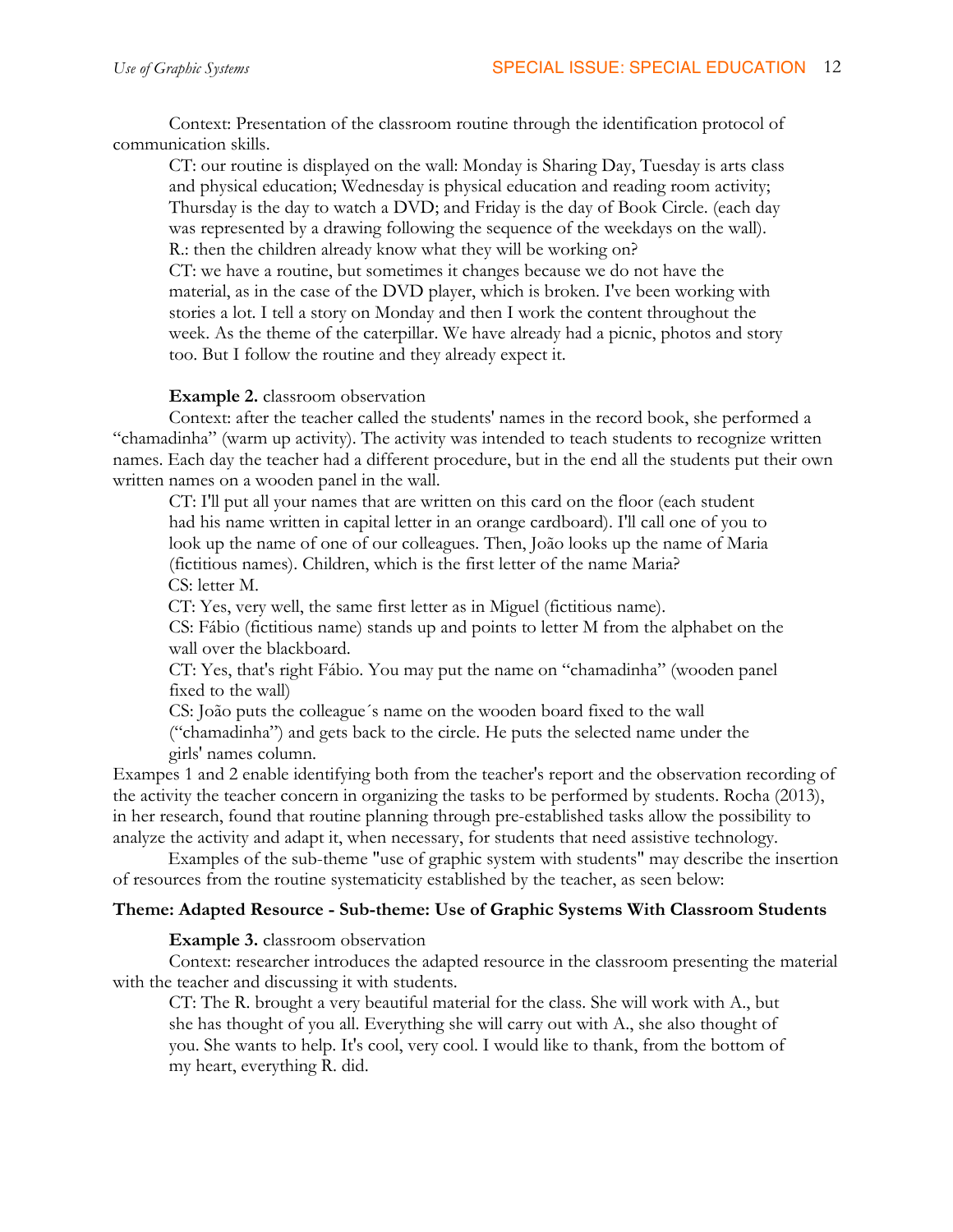Context: Presentation of the classroom routine through the identification protocol of communication skills.

> CT: our routine is displayed on the wall: Monday is Sharing Day, Tuesday is arts class and physical education; Wednesday is physical education and reading room activity; Thursday is the day to watch a DVD; and Friday is the day of Book Circle. (each day was represented by a drawing following the sequence of the weekdays on the wall).
> R.: then the children already know what they will be working on?
> CT: we have a routine, but sometimes it changes because we do not have the material, as in the case of the DVD player, which is broken. I've been working with stories a lot. I tell a story on Monday and then I work the content throughout the week. As the theme of the caterpillar. We have already had a picnic, photos and story too. But I follow the routine and they already expect it.

**Example 2.** classroom observation

Context: after the teacher called the students' names in the record book, she performed a "chamadinha" (warm up activity). The activity was intended to teach students to recognize written names. Each day the teacher had a different procedure, but in the end all the students put their own written names on a wooden panel in the wall.

> CT: I'll put all your names that are written on this card on the floor (each student had his name written in capital letter in an orange cardboard). I'll call one of you to look up the name of one of our colleagues. Then, João looks up the name of Maria (fictitious names). Children, which is the first letter of the name Maria?
> CS: letter M.
> CT: Yes, very well, the same first letter as in Miguel (fictitious name).
> CS: Fábio (fictitious name) stands up and points to letter M from the alphabet on the wall over the blackboard.
> CT: Yes, that's right Fábio. You may put the name on "chamadinha" (wooden panel fixed to the wall)
> CS: João puts the colleague´s name on the wooden board fixed to the wall ("chamadinha") and gets back to the circle. He puts the selected name under the girls' names column.

Exampes 1 and 2 enable identifying both from the teacher's report and the observation recording of the activity the teacher concern in organizing the tasks to be performed by students. Rocha (2013), in her research, found that routine planning through pre-established tasks allow the possibility to analyze the activity and adapt it, when necessary, for students that need assistive technology.

Examples of the sub-theme "use of graphic system with students" may describe the insertion of resources from the routine systematicity established by the teacher, as seen below:

**Theme: Adapted Resource - Sub-theme: Use of Graphic Systems With Classroom Students**

**Example 3.** classroom observation

Context: researcher introduces the adapted resource in the classroom presenting the material with the teacher and discussing it with students.

> CT: The R. brought a very beautiful material for the class. She will work with A., but she has thought of you all. Everything she will carry out with A., she also thought of you. She wants to help. It's cool, very cool. I would like to thank, from the bottom of my heart, everything R. did.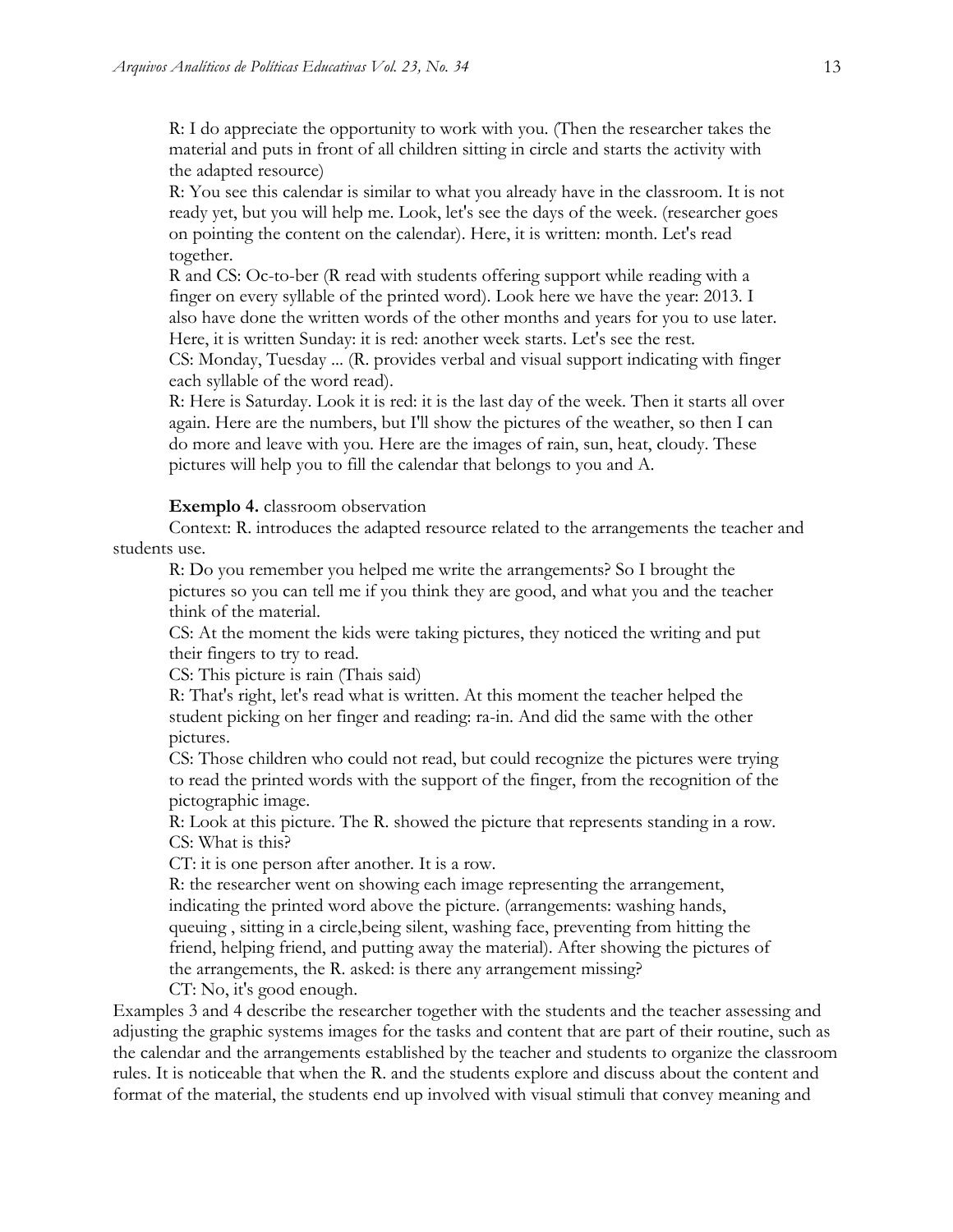R: I do appreciate the opportunity to work with you. (Then the researcher takes the material and puts in front of all children sitting in circle and starts the activity with the adapted resource)

R: You see this calendar is similar to what you already have in the classroom. It is not ready yet, but you will help me. Look, let's see the days of the week. (researcher goes on pointing the content on the calendar). Here, it is written: month. Let's read together.

R and CS: Oc-to-ber (R read with students offering support while reading with a finger on every syllable of the printed word). Look here we have the year: 2013. I also have done the written words of the other months and years for you to use later. Here, it is written Sunday: it is red: another week starts. Let's see the rest.

CS: Monday, Tuesday ... (R. provides verbal and visual support indicating with finger each syllable of the word read).

R: Here is Saturday. Look it is red: it is the last day of the week. Then it starts all over again. Here are the numbers, but I'll show the pictures of the weather, so then I can do more and leave with you. Here are the images of rain, sun, heat, cloudy. These pictures will help you to fill the calendar that belongs to you and A.

**Exemplo 4.** classroom observation

Context: R. introduces the adapted resource related to the arrangements the teacher and students use.

R: Do you remember you helped me write the arrangements? So I brought the pictures so you can tell me if you think they are good, and what you and the teacher think of the material.

CS: At the moment the kids were taking pictures, they noticed the writing and put their fingers to try to read.

CS: This picture is rain (Thais said)

R: That's right, let's read what is written. At this moment the teacher helped the student picking on her finger and reading: ra-in. And did the same with the other pictures.

CS: Those children who could not read, but could recognize the pictures were trying to read the printed words with the support of the finger, from the recognition of the pictographic image.

R: Look at this picture. The R. showed the picture that represents standing in a row.

CS: What is this?

CT: it is one person after another. It is a row.

R: the researcher went on showing each image representing the arrangement, indicating the printed word above the picture. (arrangements: washing hands, queuing , sitting in a circle,being silent, washing face, preventing from hitting the friend, helping friend, and putting away the material). After showing the pictures of the arrangements, the R. asked: is there any arrangement missing?

CT: No, it's good enough.

Examples 3 and 4 describe the researcher together with the students and the teacher assessing and adjusting the graphic systems images for the tasks and content that are part of their routine, such as the calendar and the arrangements established by the teacher and students to organize the classroom rules. It is noticeable that when the R. and the students explore and discuss about the content and format of the material, the students end up involved with visual stimuli that convey meaning and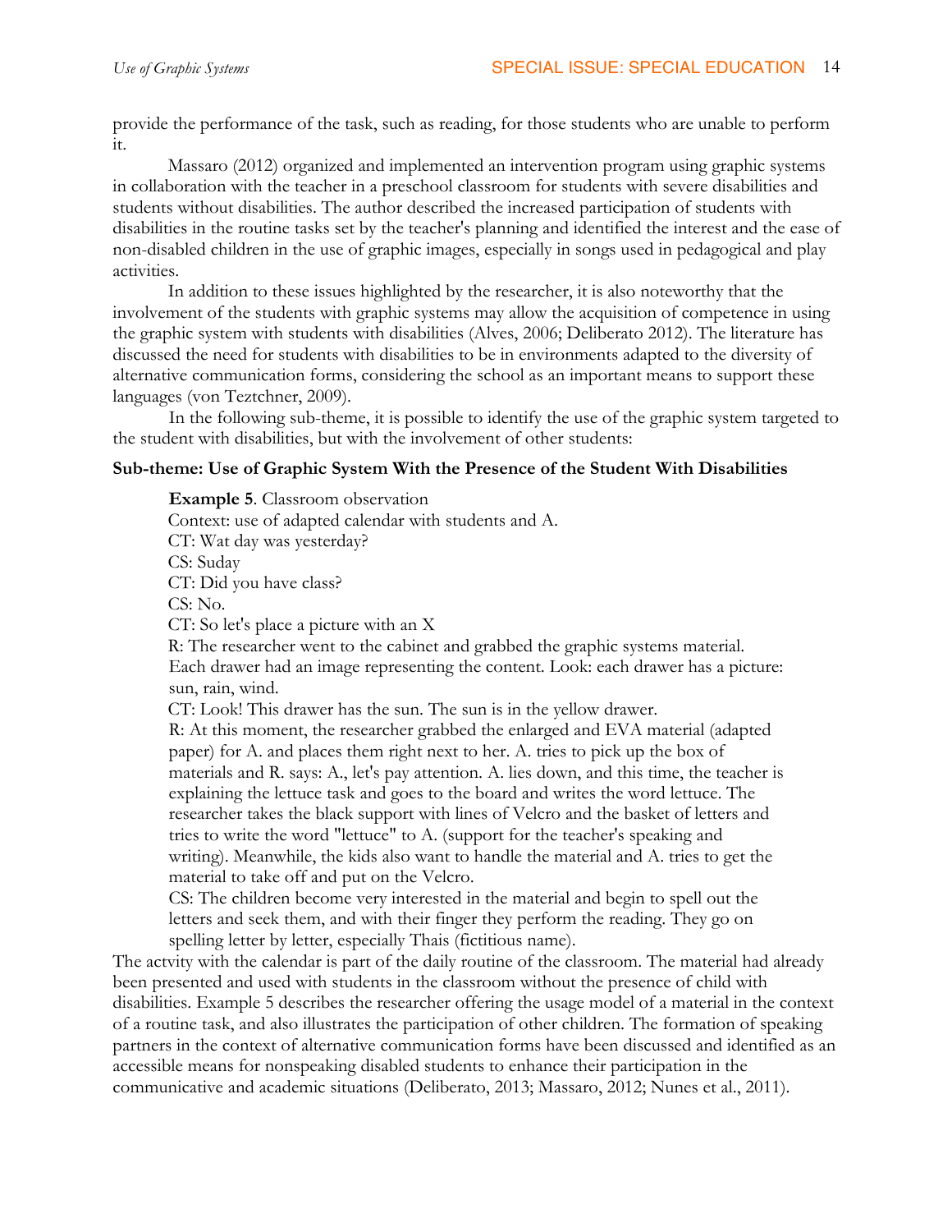provide the performance of the task, such as reading, for those students who are unable to perform it.

Massaro (2012) organized and implemented an intervention program using graphic systems in collaboration with the teacher in a preschool classroom for students with severe disabilities and students without disabilities. The author described the increased participation of students with disabilities in the routine tasks set by the teacher's planning and identified the interest and the ease of non-disabled children in the use of graphic images, especially in songs used in pedagogical and play activities.

In addition to these issues highlighted by the researcher, it is also noteworthy that the involvement of the students with graphic systems may allow the acquisition of competence in using the graphic system with students with disabilities (Alves, 2006; Deliberato 2012). The literature has discussed the need for students with disabilities to be in environments adapted to the diversity of alternative communication forms, considering the school as an important means to support these languages (von Teztchner, 2009).

In the following sub-theme, it is possible to identify the use of the graphic system targeted to the student with disabilities, but with the involvement of other students:

**Sub-theme: Use of Graphic System With the Presence of the Student With Disabilities**

> **Example 5**. Classroom observation
> Context: use of adapted calendar with students and A.
> CT: Wat day was yesterday?
> CS: Suday
> CT: Did you have class?
> CS: No.
> CT: So let's place a picture with an X
> R: The researcher went to the cabinet and grabbed the graphic systems material. Each drawer had an image representing the content. Look: each drawer has a picture: sun, rain, wind.
> CT: Look! This drawer has the sun. The sun is in the yellow drawer.
> R: At this moment, the researcher grabbed the enlarged and EVA material (adapted paper) for A. and places them right next to her. A. tries to pick up the box of materials and R. says: A., let's pay attention. A. lies down, and this time, the teacher is explaining the lettuce task and goes to the board and writes the word lettuce. The researcher takes the black support with lines of Velcro and the basket of letters and tries to write the word "lettuce" to A. (support for the teacher's speaking and writing). Meanwhile, the kids also want to handle the material and A. tries to get the material to take off and put on the Velcro.
> CS: The children become very interested in the material and begin to spell out the letters and seek them, and with their finger they perform the reading. They go on spelling letter by letter, especially Thais (fictitious name).

The actvity with the calendar is part of the daily routine of the classroom. The material had already been presented and used with students in the classroom without the presence of child with disabilities. Example 5 describes the researcher offering the usage model of a material in the context of a routine task, and also illustrates the participation of other children. The formation of speaking partners in the context of alternative communication forms have been discussed and identified as an accessible means for nonspeaking disabled students to enhance their participation in the communicative and academic situations (Deliberato, 2013; Massaro, 2012; Nunes et al., 2011).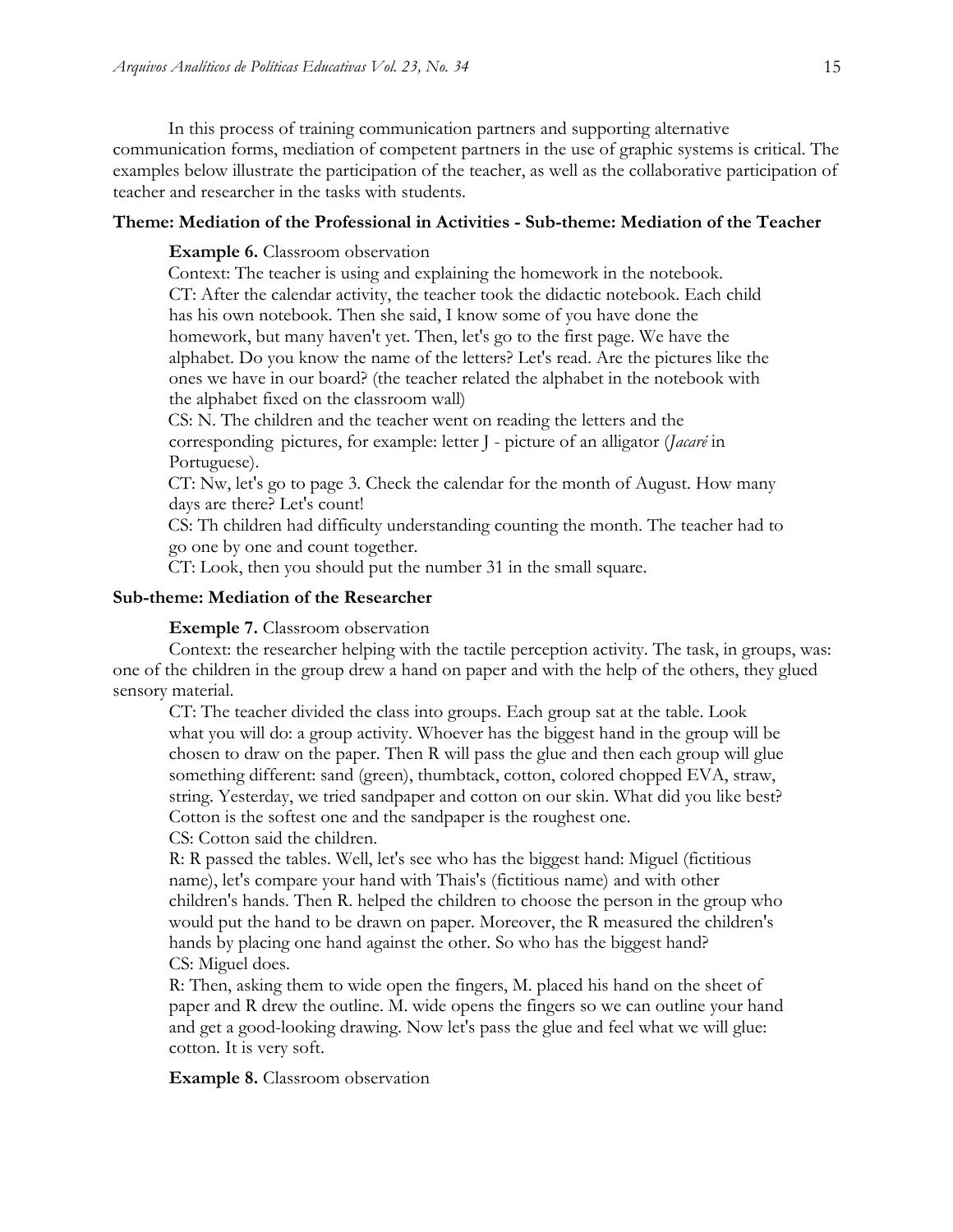In this process of training communication partners and supporting alternative communication forms, mediation of competent partners in the use of graphic systems is critical. The examples below illustrate the participation of the teacher, as well as the collaborative participation of teacher and researcher in the tasks with students.

**Theme: Mediation of the Professional in Activities - Sub-theme: Mediation of the Teacher**

**Example 6.** Classroom observation

Context: The teacher is using and explaining the homework in the notebook.

CT: After the calendar activity, the teacher took the didactic notebook. Each child has his own notebook. Then she said, I know some of you have done the homework, but many haven't yet. Then, let's go to the first page. We have the alphabet. Do you know the name of the letters? Let's read. Are the pictures like the ones we have in our board? (the teacher related the alphabet in the notebook with the alphabet fixed on the classroom wall)

CS: N. The children and the teacher went on reading the letters and the corresponding pictures, for example: letter J - picture of an alligator (*Jacaré* in Portuguese).

CT: Nw, let's go to page 3. Check the calendar for the month of August. How many days are there? Let's count!

CS: Th children had difficulty understanding counting the month. The teacher had to go one by one and count together.

CT: Look, then you should put the number 31 in the small square.

**Sub-theme: Mediation of the Researcher**

**Exemple 7.** Classroom observation

Context: the researcher helping with the tactile perception activity. The task, in groups, was: one of the children in the group drew a hand on paper and with the help of the others, they glued sensory material.

CT: The teacher divided the class into groups. Each group sat at the table. Look what you will do: a group activity. Whoever has the biggest hand in the group will be chosen to draw on the paper. Then R will pass the glue and then each group will glue something different: sand (green), thumbtack, cotton, colored chopped EVA, straw, string. Yesterday, we tried sandpaper and cotton on our skin. What did you like best? Cotton is the softest one and the sandpaper is the roughest one.

CS: Cotton said the children.

R: R passed the tables. Well, let's see who has the biggest hand: Miguel (fictitious name), let's compare your hand with Thais's (fictitious name) and with other children's hands. Then R. helped the children to choose the person in the group who would put the hand to be drawn on paper. Moreover, the R measured the children's hands by placing one hand against the other. So who has the biggest hand?

CS: Miguel does.

R: Then, asking them to wide open the fingers, M. placed his hand on the sheet of paper and R drew the outline. M. wide opens the fingers so we can outline your hand and get a good-looking drawing. Now let's pass the glue and feel what we will glue: cotton. It is very soft.

**Example 8.** Classroom observation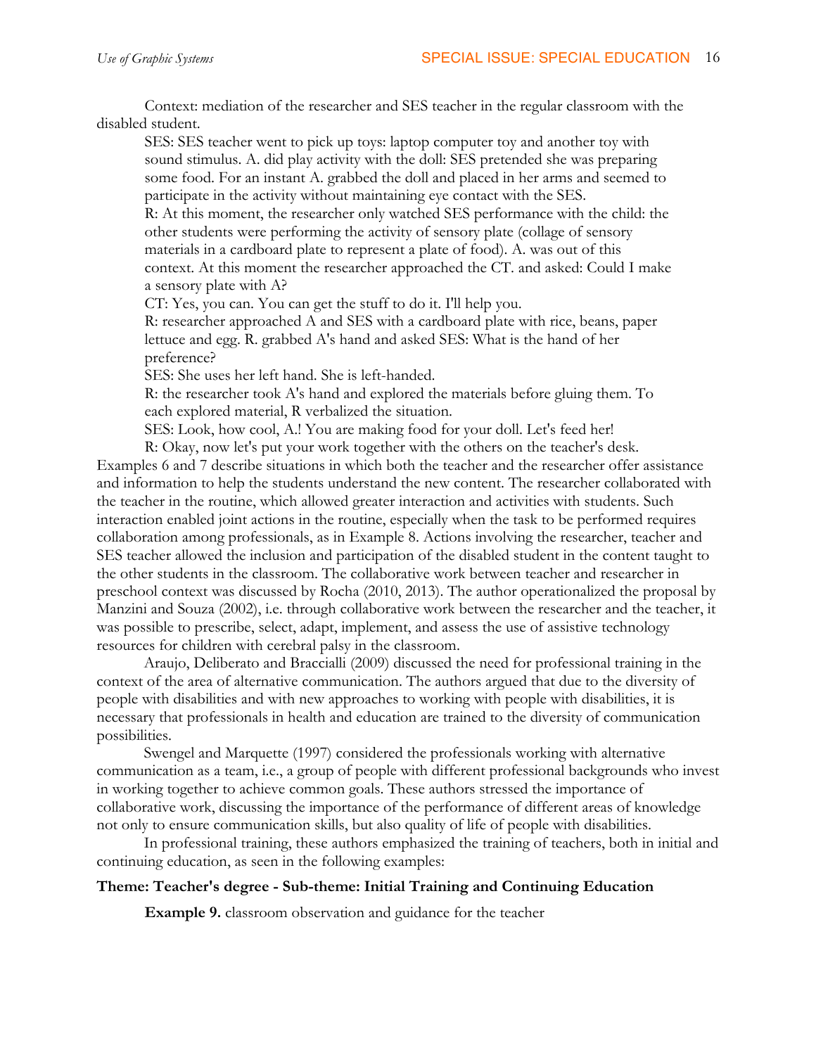Context: mediation of the researcher and SES teacher in the regular classroom with the disabled student.

> SES: SES teacher went to pick up toys: laptop computer toy and another toy with sound stimulus. A. did play activity with the doll: SES pretended she was preparing some food. For an instant A. grabbed the doll and placed in her arms and seemed to participate in the activity without maintaining eye contact with the SES.
> R: At this moment, the researcher only watched SES performance with the child: the other students were performing the activity of sensory plate (collage of sensory materials in a cardboard plate to represent a plate of food). A. was out of this context. At this moment the researcher approached the CT. and asked: Could I make a sensory plate with A?
> CT: Yes, you can. You can get the stuff to do it. I'll help you.
> R: researcher approached A and SES with a cardboard plate with rice, beans, paper lettuce and egg. R. grabbed A's hand and asked SES: What is the hand of her preference?
> SES: She uses her left hand. She is left-handed.
> R: the researcher took A's hand and explored the materials before gluing them. To each explored material, R verbalized the situation.
> SES: Look, how cool, A.! You are making food for your doll. Let's feed her!
> R: Okay, now let's put your work together with the others on the teacher's desk.

Examples 6 and 7 describe situations in which both the teacher and the researcher offer assistance and information to help the students understand the new content. The researcher collaborated with the teacher in the routine, which allowed greater interaction and activities with students. Such interaction enabled joint actions in the routine, especially when the task to be performed requires collaboration among professionals, as in Example 8. Actions involving the researcher, teacher and SES teacher allowed the inclusion and participation of the disabled student in the content taught to the other students in the classroom. The collaborative work between teacher and researcher in preschool context was discussed by Rocha (2010, 2013). The author operationalized the proposal by Manzini and Souza (2002), i.e. through collaborative work between the researcher and the teacher, it was possible to prescribe, select, adapt, implement, and assess the use of assistive technology resources for children with cerebral palsy in the classroom.

Araujo, Deliberato and Braccialli (2009) discussed the need for professional training in the context of the area of alternative communication. The authors argued that due to the diversity of people with disabilities and with new approaches to working with people with disabilities, it is necessary that professionals in health and education are trained to the diversity of communication possibilities.

Swengel and Marquette (1997) considered the professionals working with alternative communication as a team, i.e., a group of people with different professional backgrounds who invest in working together to achieve common goals. These authors stressed the importance of collaborative work, discussing the importance of the performance of different areas of knowledge not only to ensure communication skills, but also quality of life of people with disabilities.

In professional training, these authors emphasized the training of teachers, both in initial and continuing education, as seen in the following examples:

**Theme: Teacher's degree - Sub-theme: Initial Training and Continuing Education**

**Example 9.** classroom observation and guidance for the teacher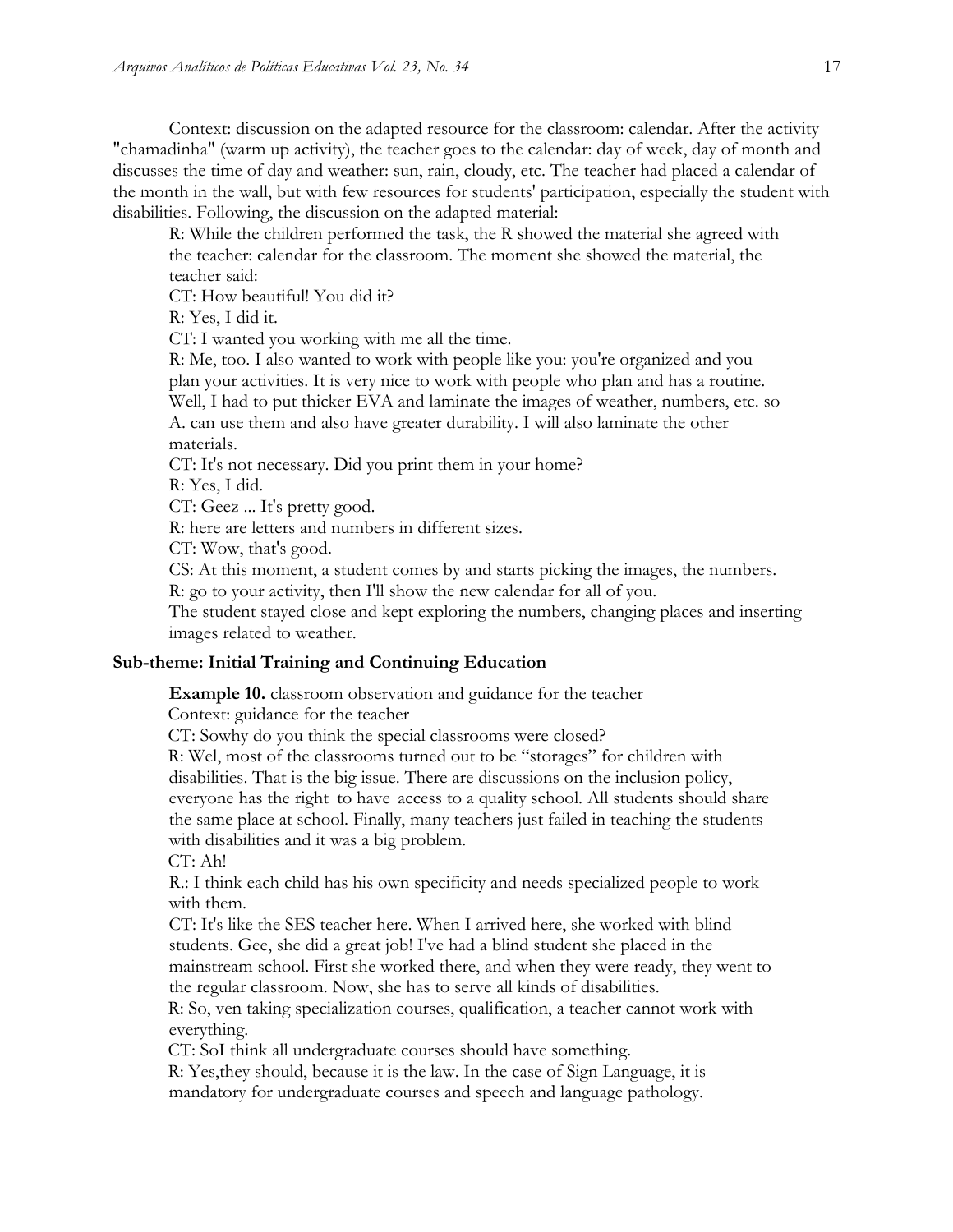Context: discussion on the adapted resource for the classroom: calendar. After the activity "chamadinha" (warm up activity), the teacher goes to the calendar: day of week, day of month and discusses the time of day and weather: sun, rain, cloudy, etc. The teacher had placed a calendar of the month in the wall, but with few resources for students' participation, especially the student with disabilities. Following, the discussion on the adapted material:

> R: While the children performed the task, the R showed the material she agreed with the teacher: calendar for the classroom. The moment she showed the material, the teacher said:
>
> CT: How beautiful! You did it?
>
> R: Yes, I did it.
>
> CT: I wanted you working with me all the time.
>
> R: Me, too. I also wanted to work with people like you: you're organized and you plan your activities. It is very nice to work with people who plan and has a routine. Well, I had to put thicker EVA and laminate the images of weather, numbers, etc. so A. can use them and also have greater durability. I will also laminate the other materials.
>
> CT: It's not necessary. Did you print them in your home?
>
> R: Yes, I did.
>
> CT: Geez ... It's pretty good.
>
> R: here are letters and numbers in different sizes.
>
> CT: Wow, that's good.
>
> CS: At this moment, a student comes by and starts picking the images, the numbers.
>
> R: go to your activity, then I'll show the new calendar for all of you.
>
> The student stayed close and kept exploring the numbers, changing places and inserting images related to weather.

### Sub-theme: Initial Training and Continuing Education

> **Example 10.** classroom observation and guidance for the teacher
>
> Context: guidance for the teacher
>
> CT: Sowhy do you think the special classrooms were closed?
>
> R: Wel, most of the classrooms turned out to be "storages" for children with disabilities. That is the big issue. There are discussions on the inclusion policy, everyone has the right to have access to a quality school. All students should share the same place at school. Finally, many teachers just failed in teaching the students with disabilities and it was a big problem.
>
> CT: Ah!
>
> R.: I think each child has his own specificity and needs specialized people to work with them.
>
> CT: It's like the SES teacher here. When I arrived here, she worked with blind students. Gee, she did a great job! I've had a blind student she placed in the mainstream school. First she worked there, and when they were ready, they went to the regular classroom. Now, she has to serve all kinds of disabilities.
>
> R: So, ven taking specialization courses, qualification, a teacher cannot work with everything.
>
> CT: SoI think all undergraduate courses should have something.
>
> R: Yes,they should, because it is the law. In the case of Sign Language, it is mandatory for undergraduate courses and speech and language pathology.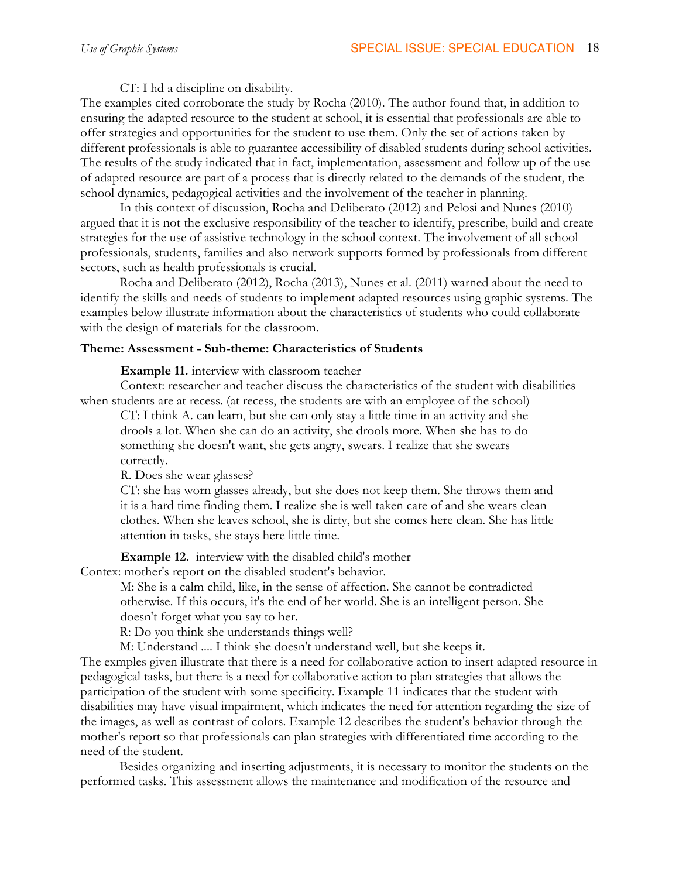CT: I hd a discipline on disability.

The examples cited corroborate the study by Rocha (2010). The author found that, in addition to ensuring the adapted resource to the student at school, it is essential that professionals are able to offer strategies and opportunities for the student to use them. Only the set of actions taken by different professionals is able to guarantee accessibility of disabled students during school activities. The results of the study indicated that in fact, implementation, assessment and follow up of the use of adapted resource are part of a process that is directly related to the demands of the student, the school dynamics, pedagogical activities and the involvement of the teacher in planning.

In this context of discussion, Rocha and Deliberato (2012) and Pelosi and Nunes (2010) argued that it is not the exclusive responsibility of the teacher to identify, prescribe, build and create strategies for the use of assistive technology in the school context. The involvement of all school professionals, students, families and also network supports formed by professionals from different sectors, such as health professionals is crucial.

Rocha and Deliberato (2012), Rocha (2013), Nunes et al. (2011) warned about the need to identify the skills and needs of students to implement adapted resources using graphic systems. The examples below illustrate information about the characteristics of students who could collaborate with the design of materials for the classroom.

**Theme: Assessment - Sub-theme: Characteristics of Students**

**Example 11.** interview with classroom teacher

Context: researcher and teacher discuss the characteristics of the student with disabilities when students are at recess. (at recess, the students are with an employee of the school)

> CT: I think A. can learn, but she can only stay a little time in an activity and she drools a lot. When she can do an activity, she drools more. When she has to do something she doesn't want, she gets angry, swears. I realize that she swears correctly.
>
> R. Does she wear glasses?
>
> CT: she has worn glasses already, but she does not keep them. She throws them and it is a hard time finding them. I realize she is well taken care of and she wears clean clothes. When she leaves school, she is dirty, but she comes here clean. She has little attention in tasks, she stays here little time.

**Example 12.** interview with the disabled child's mother

Contex: mother's report on the disabled student's behavior.

> M: She is a calm child, like, in the sense of affection. She cannot be contradicted otherwise. If this occurs, it's the end of her world. She is an intelligent person. She doesn't forget what you say to her.
>
> R: Do you think she understands things well?
>
> M: Understand .... I think she doesn't understand well, but she keeps it.

The exmples given illustrate that there is a need for collaborative action to insert adapted resource in pedagogical tasks, but there is a need for collaborative action to plan strategies that allows the participation of the student with some specificity. Example 11 indicates that the student with disabilities may have visual impairment, which indicates the need for attention regarding the size of the images, as well as contrast of colors. Example 12 describes the student's behavior through the mother's report so that professionals can plan strategies with differentiated time according to the need of the student.

Besides organizing and inserting adjustments, it is necessary to monitor the students on the performed tasks. This assessment allows the maintenance and modification of the resource and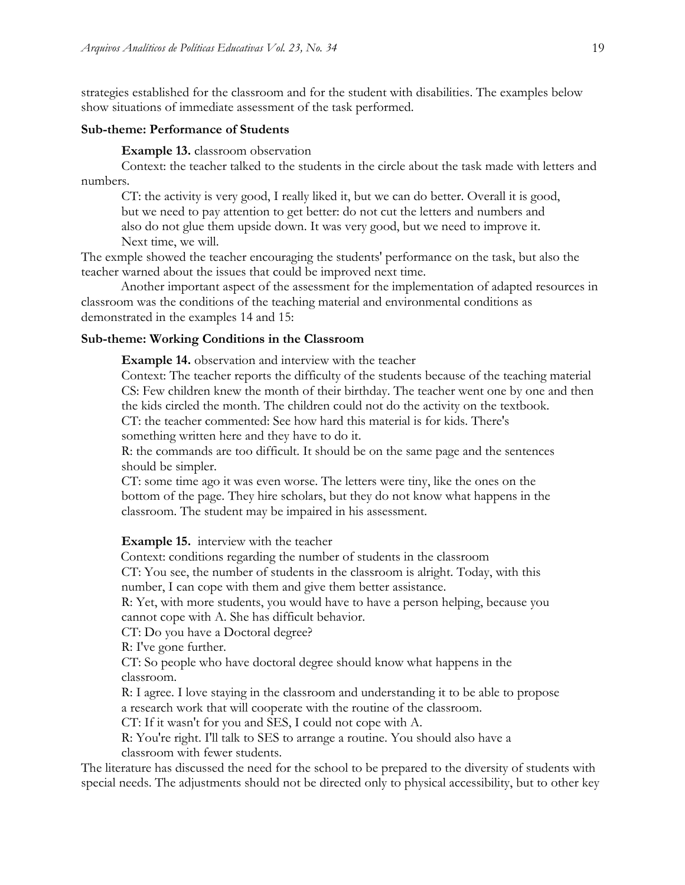strategies established for the classroom and for the student with disabilities. The examples below show situations of immediate assessment of the task performed.

**Sub-theme: Performance of Students**

**Example 13.** classroom observation

Context: the teacher talked to the students in the circle about the task made with letters and numbers.

CT: the activity is very good, I really liked it, but we can do better. Overall it is good, but we need to pay attention to get better: do not cut the letters and numbers and also do not glue them upside down. It was very good, but we need to improve it. Next time, we will.

The exmple showed the teacher encouraging the students' performance on the task, but also the teacher warned about the issues that could be improved next time.

Another important aspect of the assessment for the implementation of adapted resources in classroom was the conditions of the teaching material and environmental conditions as demonstrated in the examples 14 and 15:

**Sub-theme: Working Conditions in the Classroom**

**Example 14.** observation and interview with the teacher

Context: The teacher reports the difficulty of the students because of the teaching material

CS: Few children knew the month of their birthday. The teacher went one by one and then the kids circled the month. The children could not do the activity on the textbook.

CT: the teacher commented: See how hard this material is for kids. There's something written here and they have to do it.

R: the commands are too difficult. It should be on the same page and the sentences should be simpler.

CT: some time ago it was even worse. The letters were tiny, like the ones on the bottom of the page. They hire scholars, but they do not know what happens in the classroom. The student may be impaired in his assessment.

**Example 15.** interview with the teacher

Context: conditions regarding the number of students in the classroom

CT: You see, the number of students in the classroom is alright. Today, with this number, I can cope with them and give them better assistance.

R: Yet, with more students, you would have to have a person helping, because you cannot cope with A. She has difficult behavior.

CT: Do you have a Doctoral degree?

R: I've gone further.

CT: So people who have doctoral degree should know what happens in the classroom.

R: I agree. I love staying in the classroom and understanding it to be able to propose a research work that will cooperate with the routine of the classroom.

CT: If it wasn't for you and SES, I could not cope with A.

R: You're right. I'll talk to SES to arrange a routine. You should also have a classroom with fewer students.

The literature has discussed the need for the school to be prepared to the diversity of students with special needs. The adjustments should not be directed only to physical accessibility, but to other key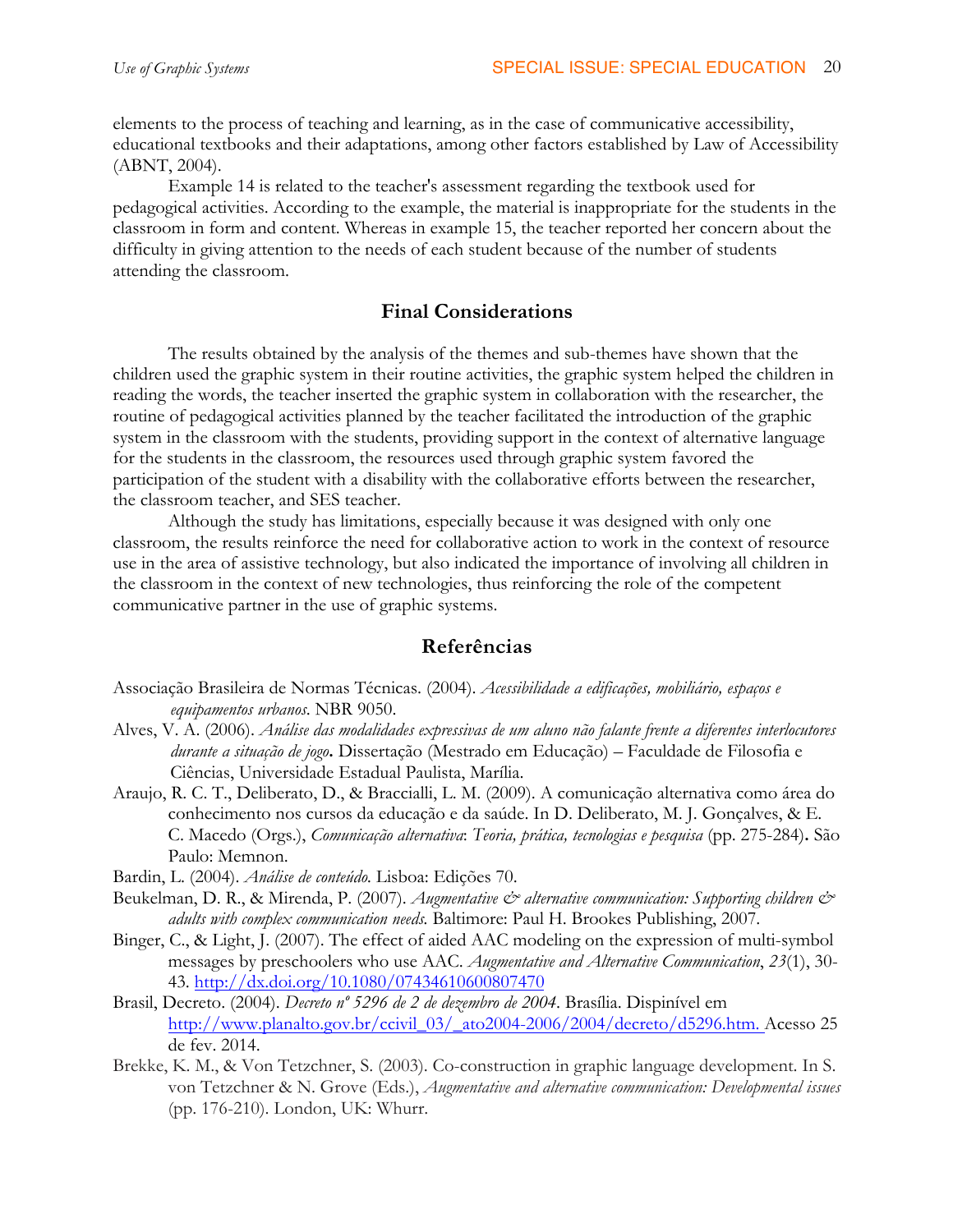elements to the process of teaching and learning, as in the case of communicative accessibility, educational textbooks and their adaptations, among other factors established by Law of Accessibility (ABNT, 2004).

Example 14 is related to the teacher's assessment regarding the textbook used for pedagogical activities. According to the example, the material is inappropriate for the students in the classroom in form and content. Whereas in example 15, the teacher reported her concern about the difficulty in giving attention to the needs of each student because of the number of students attending the classroom.

## Final Considerations

The results obtained by the analysis of the themes and sub-themes have shown that the children used the graphic system in their routine activities, the graphic system helped the children in reading the words, the teacher inserted the graphic system in collaboration with the researcher, the routine of pedagogical activities planned by the teacher facilitated the introduction of the graphic system in the classroom with the students, providing support in the context of alternative language for the students in the classroom, the resources used through graphic system favored the participation of the student with a disability with the collaborative efforts between the researcher, the classroom teacher, and SES teacher.

Although the study has limitations, especially because it was designed with only one classroom, the results reinforce the need for collaborative action to work in the context of resource use in the area of assistive technology, but also indicated the importance of involving all children in the classroom in the context of new technologies, thus reinforcing the role of the competent communicative partner in the use of graphic systems.

## Referências

Associação Brasileira de Normas Técnicas. (2004). *Acessibilidade a edificações, mobiliário, espaços e equipamentos urbanos*. NBR 9050.

Alves, V. A. (2006). *Análise das modalidades expressivas de um aluno não falante frente a diferentes interlocutores durante a situação de jogo***.** Dissertação (Mestrado em Educação) – Faculdade de Filosofia e Ciências, Universidade Estadual Paulista, Marília.

Araujo, R. C. T., Deliberato, D., & Braccialli, L. M. (2009). A comunicação alternativa como área do conhecimento nos cursos da educação e da saúde. In D. Deliberato, M. J. Gonçalves, & E. C. Macedo (Orgs.), *Comunicação alternativa*: *Teoria, prática, tecnologias e pesquisa* (pp. 275-284)**.** São Paulo: Memnon.

Bardin, L. (2004). *Análise de conteúdo.* Lisboa: Edições 70.

Beukelman, D. R., & Mirenda, P. (2007). *Augmentative & alternative communication: Supporting children & adults with complex communication needs.* Baltimore: Paul H. Brookes Publishing, 2007.

Binger, C., & Light, J. (2007). The effect of aided AAC modeling on the expression of multi-symbol messages by preschoolers who use AAC. *Augmentative and Alternative Communication*, *23*(1), 30-43. http://dx.doi.org/10.1080/07434610600807470

Brasil, Decreto. (2004). *Decreto nº 5296 de 2 de dezembro de 2004*. Brasília. Dispinível em http://www.planalto.gov.br/ccivil_03/_ato2004-2006/2004/decreto/d5296.htm. Acesso 25 de fev. 2014.

Brekke, K. M., & Von Tetzchner, S. (2003). Co-construction in graphic language development. In S. von Tetzchner & N. Grove (Eds.), *Augmentative and alternative communication: Developmental issues* (pp. 176-210). London, UK: Whurr.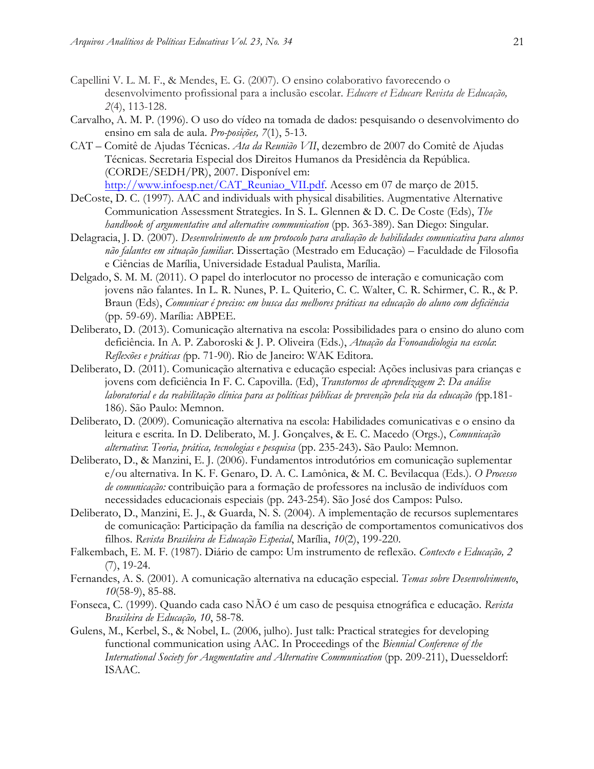Capellini V. L. M. F., & Mendes, E. G. (2007). O ensino colaborativo favorecendo o desenvolvimento profissional para a inclusão escolar. *Educere et Educare Revista de Educação, 2*(4), 113-128.

Carvalho, A. M. P. (1996). O uso do vídeo na tomada de dados: pesquisando o desenvolvimento do ensino em sala de aula. *Pro-posições, 7*(1), 5-13.

CAT – Comitê de Ajudas Técnicas. *Ata da Reunião VII*, dezembro de 2007 do Comitê de Ajudas Técnicas. Secretaria Especial dos Direitos Humanos da Presidência da República. (CORDE/SEDH/PR), 2007. Disponível em: [http://www.infoesp.net/CAT_Reuniao_VII.pdf](http://www.infoesp.net/CAT_Reuniao_VII.pdf). Acesso em 07 de março de 2015.

DeCoste, D. C. (1997). AAC and individuals with physical disabilities. Augmentative Alternative Communication Assessment Strategies. In S. L. Glennen & D. C. De Coste (Eds), *The handbook of argumentative and alternative communication* (pp. 363-389). San Diego: Singular.

Delagracia, J. D. (2007). *Desenvolvimento de um protocolo para avaliação de habilidades comunicativa para alunos não falantes em situação familiar*. Dissertação (Mestrado em Educação) – Faculdade de Filosofia e Ciências de Marília, Universidade Estadual Paulista, Marília.

Delgado, S. M. M. (2011). O papel do interlocutor no processo de interação e comunicação com jovens não falantes. In L. R. Nunes, P. L. Quiterio, C. C. Walter, C. R. Schirmer, C. R., & P. Braun (Eds), *Comunicar é preciso: em busca das melhores práticas na educação do aluno com deficiência* (pp. 59-69). Marília: ABPEE.

Deliberato, D. (2013). Comunicação alternativa na escola: Possibilidades para o ensino do aluno com deficiência. In A. P. Zaboroski & J. P. Oliveira (Eds.), *Atuação da Fonoaudiologia na escola*: *Reflexões e práticas (*pp. 71-90). Rio de Janeiro: WAK Editora.

Deliberato, D. (2011). Comunicação alternativa e educação especial: Ações inclusivas para crianças e jovens com deficiência In F. C. Capovilla. (Ed), *Transtornos de aprendizagem 2*: *Da análise laboratorial e da reabilitação clínica para as políticas públicas de prevenção pela via da educação (*pp.181-186). São Paulo: Memnon.

Deliberato, D. (2009). Comunicação alternativa na escola: Habilidades comunicativas e o ensino da leitura e escrita. In D. Deliberato, M. J. Gonçalves, & E. C. Macedo (Orgs.), *Comunicação alternativa*: *Teoria, prática, tecnologias e pesquisa* (pp. 235-243)**.** São Paulo: Memnon.

Deliberato, D., & Manzini, E. J. (2006). Fundamentos introdutórios em comunicação suplementar e/ou alternativa. In K. F. Genaro, D. A. C. Lamônica, & M. C. Bevilacqua (Eds.). *O Processo de comunicação:* contribuição para a formação de professores na inclusão de indivíduos com necessidades educacionais especiais (pp. 243-254). São José dos Campos: Pulso.

Deliberato, D., Manzini, E. J., & Guarda, N. S. (2004). A implementação de recursos suplementares de comunicação: Participação da família na descrição de comportamentos comunicativos dos filhos. *Revista Brasileira de Educação Especial*, Marília, *10*(2), 199-220.

Falkembach, E. M. F. (1987). Diário de campo: Um instrumento de reflexão. *Contexto e Educação, 2* (7), 19-24.

Fernandes, A. S. (2001). A comunicação alternativa na educação especial. *Temas sobre Desenvolvimento*, *10*(58-9), 85-88.

Fonseca, C. (1999). Quando cada caso NÃO é um caso de pesquisa etnográfica e educação. *Revista Brasileira de Educação, 10*, 58-78.

Gulens, M., Kerbel, S., & Nobel, L. (2006, julho). Just talk: Practical strategies for developing functional communication using AAC. In Proceedings of the *Biennial Conference of the International Society for Augmentative and Alternative Communication* (pp. 209-211), Duesseldorf: ISAAC.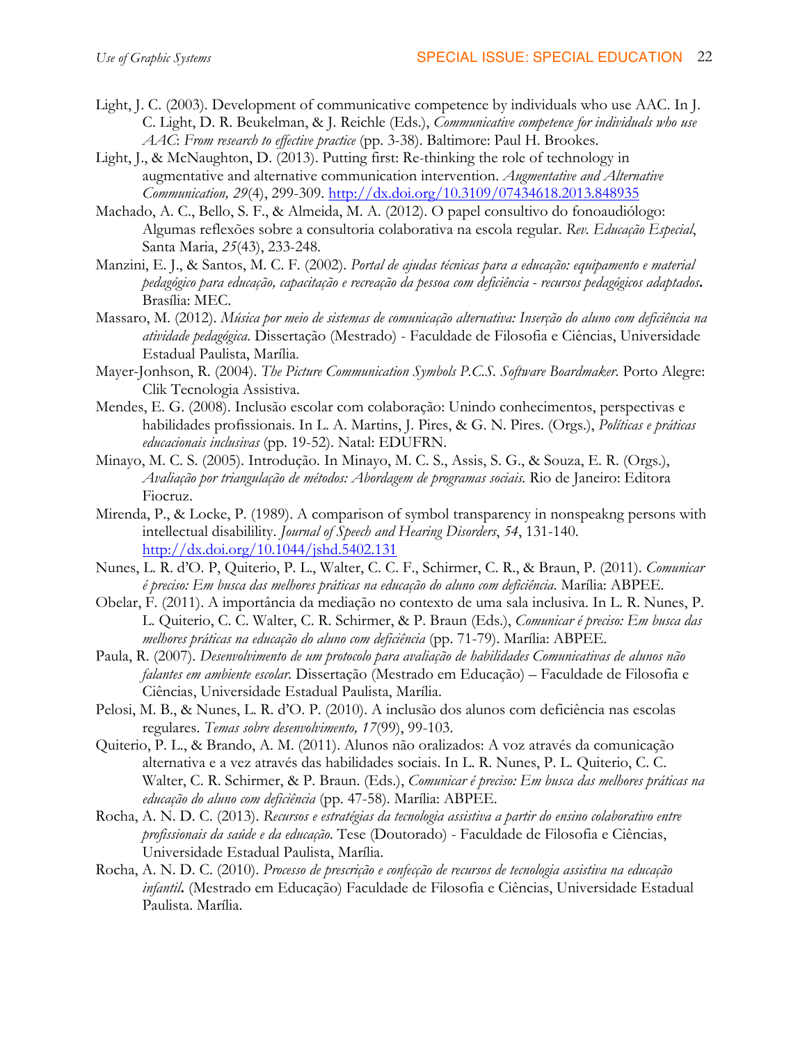Light, J. C. (2003). Development of communicative competence by individuals who use AAC. In J. C. Light, D. R. Beukelman, & J. Reichle (Eds.), *Communicative competence for individuals who use AAC*: *From research to effective practice* (pp. 3-38). Baltimore: Paul H. Brookes.

Light, J., & McNaughton, D. (2013). Putting first: Re-thinking the role of technology in augmentative and alternative communication intervention. *Augmentative and Alternative Communication, 29*(4), 299-309. http://dx.doi.org/10.3109/07434618.2013.848935

Machado, A. C., Bello, S. F., & Almeida, M. A. (2012). O papel consultivo do fonoaudiólogo: Algumas reflexões sobre a consultoria colaborativa na escola regular. *Rev. Educação Especial*, Santa Maria, *25*(43), 233-248.

Manzini, E. J., & Santos, M. C. F. (2002). *Portal de ajudas técnicas para a educação: equipamento e material pedagógico para educação, capacitação e recreação da pessoa com deficiência - recursos pedagógicos adaptados***.** Brasília: MEC.

Massaro, M. (2012). *Música por meio de sistemas de comunicação alternativa: Inserção do aluno com deficiência na atividade pedagógica*. Dissertação (Mestrado) - Faculdade de Filosofia e Ciências, Universidade Estadual Paulista, Marília.

Mayer-Jonhson, R. (2004). *The Picture Communication Symbols P.C.S. Software Boardmaker.* Porto Alegre: Clik Tecnologia Assistiva.

Mendes, E. G. (2008). Inclusão escolar com colaboração: Unindo conhecimentos, perspectivas e habilidades profissionais. In L. A. Martins, J. Pires, & G. N. Pires. (Orgs.), *Políticas e práticas educacionais inclusivas* (pp. 19-52). Natal: EDUFRN.

Minayo, M. C. S. (2005). Introdução. In Minayo, M. C. S., Assis, S. G., & Souza, E. R. (Orgs.), *Avaliação por triangulação de métodos: Abordagem de programas sociais.* Rio de Janeiro: Editora Fiocruz.

Mirenda, P., & Locke, P. (1989). A comparison of symbol transparency in nonspeakng persons with intellectual disability. *Journal of Speech and Hearing Disorders*, *54*, 131-140. http://dx.doi.org/10.1044/jshd.5402.131

Nunes, L. R. d'O. P, Quiterio, P. L., Walter, C. C. F., Schirmer, C. R., & Braun, P. (2011). *Comunicar é preciso: Em busca das melhores práticas na educação do aluno com deficiência*. Marília: ABPEE.

Obelar, F. (2011). A importância da mediação no contexto de uma sala inclusiva. In L. R. Nunes, P. L. Quiterio, C. C. Walter, C. R. Schirmer, & P. Braun (Eds.), *Comunicar é preciso: Em busca das melhores práticas na educação do aluno com deficiência* (pp. 71-79). Marília: ABPEE.

Paula, R. (2007). *Desenvolvimento de um protocolo para avaliação de habilidades Comunicativas de alunos não falantes em ambiente escolar.* Dissertação (Mestrado em Educação) – Faculdade de Filosofia e Ciências, Universidade Estadual Paulista, Marília.

Pelosi, M. B., & Nunes, L. R. d'O. P. (2010). A inclusão dos alunos com deficiência nas escolas regulares. *Temas sobre desenvolvimento, 17*(99), 99-103.

Quiterio, P. L., & Brando, A. M. (2011). Alunos não oralizados: A voz através da comunicação alternativa e a vez através das habilidades sociais. In L. R. Nunes, P. L. Quiterio, C. C. Walter, C. R. Schirmer, & P. Braun. (Eds.), *Comunicar é preciso: Em busca das melhores práticas na educação do aluno com deficiência* (pp. 47-58). Marília: ABPEE.

Rocha, A. N. D. C. (2013). *Recursos e estratégias da tecnologia assistiva a partir do ensino colaborativo entre profissionais da saúde e da educação.* Tese (Doutorado) - Faculdade de Filosofia e Ciências, Universidade Estadual Paulista, Marília.

Rocha, A. N. D. C. (2010). *Processo de prescrição e confecção de recursos de tecnologia assistiva na educação infantil***.** (Mestrado em Educação) Faculdade de Filosofia e Ciências, Universidade Estadual Paulista. Marília.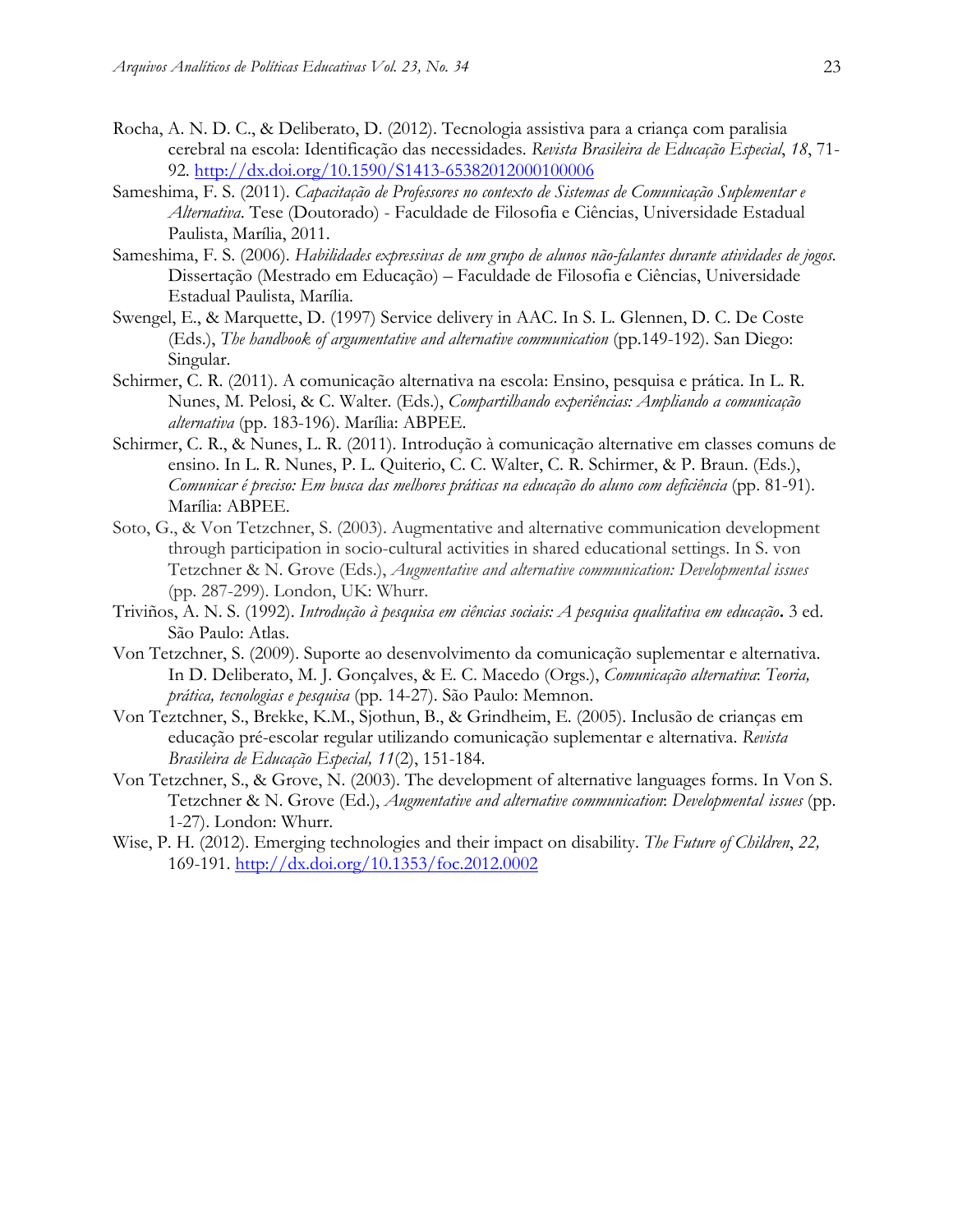Rocha, A. N. D. C., & Deliberato, D. (2012). Tecnologia assistiva para a criança com paralisia cerebral na escola: Identificação das necessidades. *Revista Brasileira de Educação Especial*, *18*, 71-92. http://dx.doi.org/10.1590/S1413-65382012000100006

Sameshima, F. S. (2011). *Capacitação de Professores no contexto de Sistemas de Comunicação Suplementar e Alternativa*. Tese (Doutorado) - Faculdade de Filosofia e Ciências, Universidade Estadual Paulista, Marília, 2011.

Sameshima, F. S. (2006). *Habilidades expressivas de um grupo de alunos não-falantes durante atividades de jogos.* Dissertação (Mestrado em Educação) – Faculdade de Filosofia e Ciências, Universidade Estadual Paulista, Marília.

Swengel, E., & Marquette, D. (1997) Service delivery in AAC. In S. L. Glennen, D. C. De Coste (Eds.), *The handbook of argumentative and alternative communication* (pp.149-192). San Diego: Singular.

Schirmer, C. R. (2011). A comunicação alternativa na escola: Ensino, pesquisa e prática. In L. R. Nunes, M. Pelosi, & C. Walter. (Eds.), *Compartilhando experiências: Ampliando a comunicação alternativa* (pp. 183-196). Marília: ABPEE.

Schirmer, C. R., & Nunes, L. R. (2011). Introdução à comunicação alternative em classes comuns de ensino. In L. R. Nunes, P. L. Quiterio, C. C. Walter, C. R. Schirmer, & P. Braun. (Eds.), *Comunicar é preciso: Em busca das melhores práticas na educação do aluno com deficiência* (pp. 81-91). Marília: ABPEE.

Soto, G., & Von Tetzchner, S. (2003). Augmentative and alternative communication development through participation in socio-cultural activities in shared educational settings. In S. von Tetzchner & N. Grove (Eds.), *Augmentative and alternative communication: Developmental issues* (pp. 287-299). London, UK: Whurr.

Triviños, A. N. S. (1992). *Introdução à pesquisa em ciências sociais: A pesquisa qualitativa em educação***.** 3 ed. São Paulo: Atlas.

Von Tetzchner, S. (2009). Suporte ao desenvolvimento da comunicação suplementar e alternativa. In D. Deliberato, M. J. Gonçalves, & E. C. Macedo (Orgs.), *Comunicação alternativa*: *Teoria, prática, tecnologias e pesquisa* (pp. 14-27). São Paulo: Memnon.

Von Teztchner, S., Brekke, K.M., Sjothun, B., & Grindheim, E. (2005). Inclusão de crianças em educação pré-escolar regular utilizando comunicação suplementar e alternativa. *Revista Brasileira de Educação Especial, 11*(2), 151-184.

Von Tetzchner, S., & Grove, N. (2003). The development of alternative languages forms. In Von S. Tetzchner & N. Grove (Ed.), *Augmentative and alternative communication*: *Developmental issues* (pp. 1-27). London: Whurr.

Wise, P. H. (2012). Emerging technologies and their impact on disability. *The Future of Children*, *22,* 169-191. http://dx.doi.org/10.1353/foc.2012.0002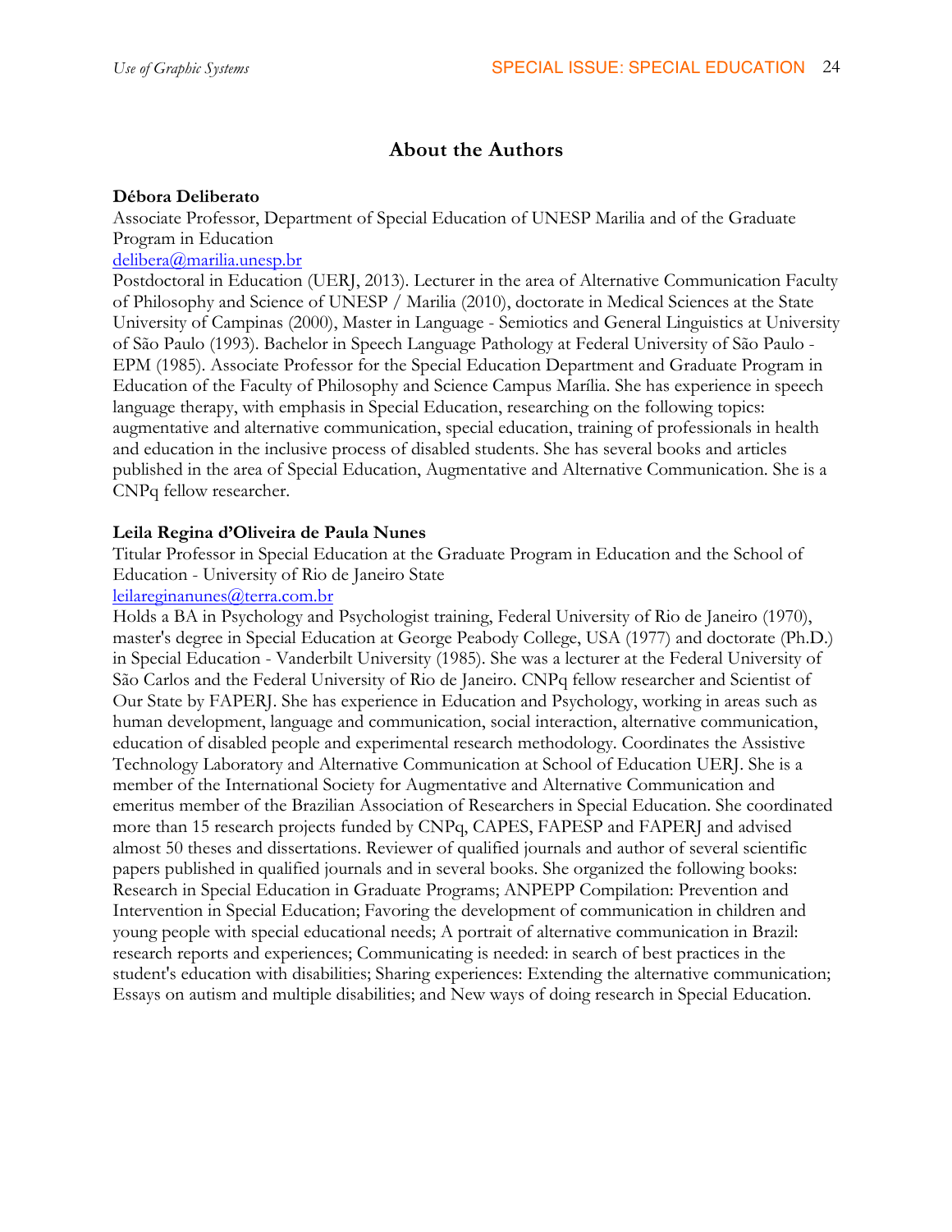## About the Authors

**Débora Deliberato**

Associate Professor, Department of Special Education of UNESP Marilia and of the Graduate Program in Education

delibera@marilia.unesp.br

Postdoctoral in Education (UERJ, 2013). Lecturer in the area of Alternative Communication Faculty of Philosophy and Science of UNESP / Marilia (2010), doctorate in Medical Sciences at the State University of Campinas (2000), Master in Language - Semiotics and General Linguistics at University of São Paulo (1993). Bachelor in Speech Language Pathology at Federal University of São Paulo - EPM (1985). Associate Professor for the Special Education Department and Graduate Program in Education of the Faculty of Philosophy and Science Campus Marília. She has experience in speech language therapy, with emphasis in Special Education, researching on the following topics: augmentative and alternative communication, special education, training of professionals in health and education in the inclusive process of disabled students. She has several books and articles published in the area of Special Education, Augmentative and Alternative Communication. She is a CNPq fellow researcher.

**Leila Regina d'Oliveira de Paula Nunes**

Titular Professor in Special Education at the Graduate Program in Education and the School of Education - University of Rio de Janeiro State

leilareginanunes@terra.com.br

Holds a BA in Psychology and Psychologist training, Federal University of Rio de Janeiro (1970), master's degree in Special Education at George Peabody College, USA (1977) and doctorate (Ph.D.) in Special Education - Vanderbilt University (1985). She was a lecturer at the Federal University of São Carlos and the Federal University of Rio de Janeiro. CNPq fellow researcher and Scientist of Our State by FAPERJ. She has experience in Education and Psychology, working in areas such as human development, language and communication, social interaction, alternative communication, education of disabled people and experimental research methodology. Coordinates the Assistive Technology Laboratory and Alternative Communication at School of Education UERJ. She is a member of the International Society for Augmentative and Alternative Communication and emeritus member of the Brazilian Association of Researchers in Special Education. She coordinated more than 15 research projects funded by CNPq, CAPES, FAPESP and FAPERJ and advised almost 50 theses and dissertations. Reviewer of qualified journals and author of several scientific papers published in qualified journals and in several books. She organized the following books: Research in Special Education in Graduate Programs; ANPEPP Compilation: Prevention and Intervention in Special Education; Favoring the development of communication in children and young people with special educational needs; A portrait of alternative communication in Brazil: research reports and experiences; Communicating is needed: in search of best practices in the student's education with disabilities; Sharing experiences: Extending the alternative communication; Essays on autism and multiple disabilities; and New ways of doing research in Special Education.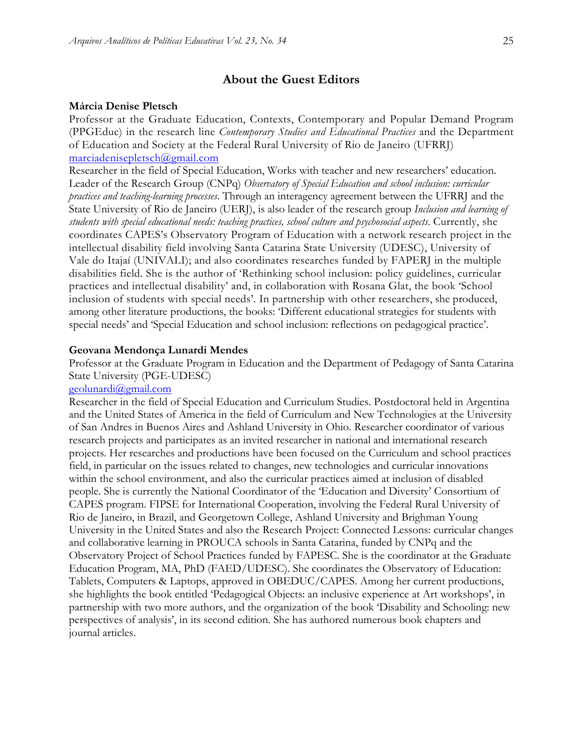## About the Guest Editors

**Márcia Denise Pletsch**

Professor at the Graduate Education, Contexts, Contemporary and Popular Demand Program (PPGEduc) in the research line *Contemporary Studies and Educational Practices* and the Department of Education and Society at the Federal Rural University of Rio de Janeiro (UFRRJ)
marciadenisepletsch@gmail.com

Researcher in the field of Special Education, Works with teacher and new researchers' education. Leader of the Research Group (CNPq) *Observatory of Special Education and school inclusion: curricular practices and teaching-learning processes*. Through an interagency agreement between the UFRRJ and the State University of Rio de Janeiro (UERJ), is also leader of the research group *Inclusion and learning of students with special educational needs: teaching practices, school culture and psychosocial aspects*. Currently, she coordinates CAPES's Observatory Program of Education with a network research project in the intellectual disability field involving Santa Catarina State University (UDESC), University of Vale do Itajaí (UNIVALI); and also coordinates researches funded by FAPERJ in the multiple disabilities field. She is the author of 'Rethinking school inclusion: policy guidelines, curricular practices and intellectual disability' and, in collaboration with Rosana Glat, the book 'School inclusion of students with special needs'. In partnership with other researchers, she produced, among other literature productions, the books: 'Different educational strategies for students with special needs' and 'Special Education and school inclusion: reflections on pedagogical practice'.

**Geovana Mendonça Lunardi Mendes**

Professor at the Graduate Program in Education and the Department of Pedagogy of Santa Catarina State University (PGE-UDESC)
geolunardi@gmail.com

Researcher in the field of Special Education and Curriculum Studies. Postdoctoral held in Argentina and the United States of America in the field of Curriculum and New Technologies at the University of San Andres in Buenos Aires and Ashland University in Ohio. Researcher coordinator of various research projects and participates as an invited researcher in national and international research projects. Her researches and productions have been focused on the Curriculum and school practices field, in particular on the issues related to changes, new technologies and curricular innovations within the school environment, and also the curricular practices aimed at inclusion of disabled people. She is currently the National Coordinator of the 'Education and Diversity' Consortium of CAPES program. FIPSE for International Cooperation, involving the Federal Rural University of Rio de Janeiro, in Brazil, and Georgetown College, Ashland University and Brighman Young University in the United States and also the Research Project: Connected Lessons: curricular changes and collaborative learning in PROUCA schools in Santa Catarina, funded by CNPq and the Observatory Project of School Practices funded by FAPESC. She is the coordinator at the Graduate Education Program, MA, PhD (FAED/UDESC). She coordinates the Observatory of Education: Tablets, Computers & Laptops, approved in OBEDUC/CAPES. Among her current productions, she highlights the book entitled 'Pedagogical Objects: an inclusive experience at Art workshops', in partnership with two more authors, and the organization of the book 'Disability and Schooling: new perspectives of analysis', in its second edition. She has authored numerous book chapters and journal articles.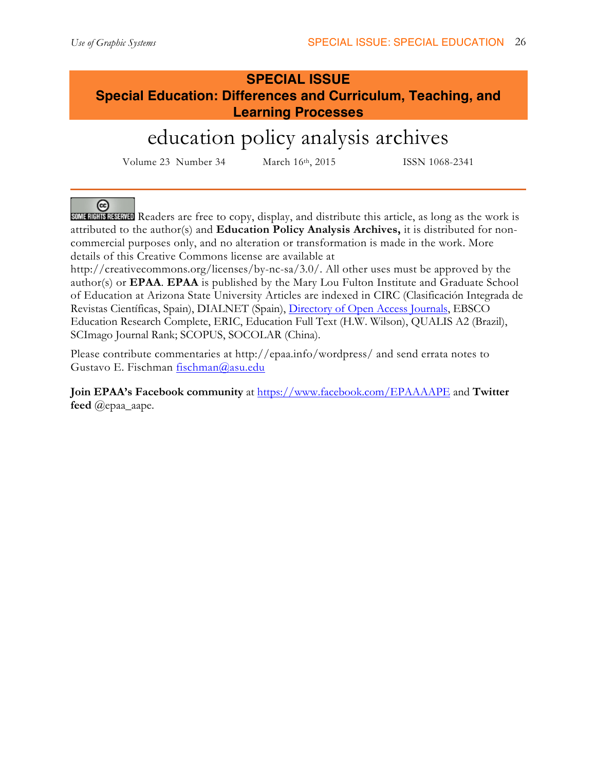**SPECIAL ISSUE**
**Special Education: Differences and Curriculum, Teaching, and Learning Processes**

# education policy analysis archives

Volume 23 Number 34 March 16th, 2015 ISSN 1068-2341

Readers are free to copy, display, and distribute this article, as long as the work is attributed to the author(s) and **Education Policy Analysis Archives,** it is distributed for non-commercial purposes only, and no alteration or transformation is made in the work. More details of this Creative Commons license are available at http://creativecommons.org/licenses/by-nc-sa/3.0/. All other uses must be approved by the author(s) or **EPAA**. **EPAA** is published by the Mary Lou Fulton Institute and Graduate School of Education at Arizona State University Articles are indexed in CIRC (Clasificación Integrada de Revistas Científicas, Spain), DIALNET (Spain), Directory of Open Access Journals, EBSCO Education Research Complete, ERIC, Education Full Text (H.W. Wilson), QUALIS A2 (Brazil), SCImago Journal Rank; SCOPUS, SOCOLAR (China).

Please contribute commentaries at http://epaa.info/wordpress/ and send errata notes to Gustavo E. Fischman fischman@asu.edu

**Join EPAA's Facebook community** at https://www.facebook.com/EPAAAAPE and **Twitter feed** @epaa_aape.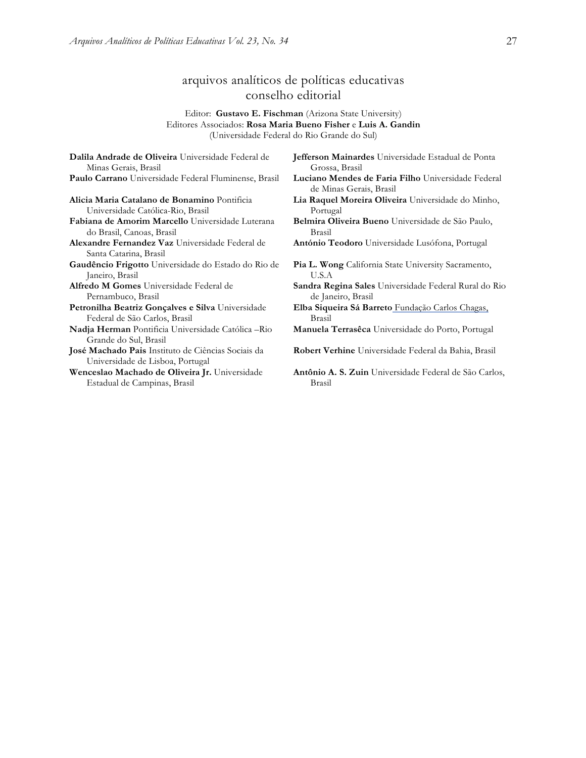# arquivos analíticos de políticas educativas conselho editorial

Editor: **Gustavo E. Fischman** (Arizona State University)
Editores Associados: **Rosa Maria Bueno Fisher** e **Luis A. Gandin**
(Universidade Federal do Rio Grande do Sul)

**Dalila Andrade de Oliveira** Universidade Federal de Minas Gerais, Brasil

**Paulo Carrano** Universidade Federal Fluminense, Brasil

**Alicia Maria Catalano de Bonamino** Pontificia Universidade Católica-Rio, Brasil

**Fabiana de Amorim Marcello** Universidade Luterana do Brasil, Canoas, Brasil

**Alexandre Fernandez Vaz** Universidade Federal de Santa Catarina, Brasil

**Gaudêncio Frigotto** Universidade do Estado do Rio de Janeiro, Brasil

**Alfredo M Gomes** Universidade Federal de Pernambuco, Brasil

**Petronilha Beatriz Gonçalves e Silva** Universidade Federal de São Carlos, Brasil

**Nadja Herman** Pontificia Universidade Católica –Rio Grande do Sul, Brasil

**José Machado Pais** Instituto de Ciências Sociais da Universidade de Lisboa, Portugal

**Wenceslao Machado de Oliveira Jr.** Universidade Estadual de Campinas, Brasil

**Jefferson Mainardes** Universidade Estadual de Ponta Grossa, Brasil

**Luciano Mendes de Faria Filho** Universidade Federal de Minas Gerais, Brasil

**Lia Raquel Moreira Oliveira** Universidade do Minho, Portugal

**Belmira Oliveira Bueno** Universidade de São Paulo, Brasil

**António Teodoro** Universidade Lusófona, Portugal

**Pia L. Wong** California State University Sacramento, U.S.A

**Sandra Regina Sales** Universidade Federal Rural do Rio de Janeiro, Brasil

**Elba Siqueira Sá Barreto** Fundação Carlos Chagas, Brasil

**Manuela Terrasêca** Universidade do Porto, Portugal

**Robert Verhine** Universidade Federal da Bahia, Brasil

**Antônio A. S. Zuin** Universidade Federal de São Carlos, Brasil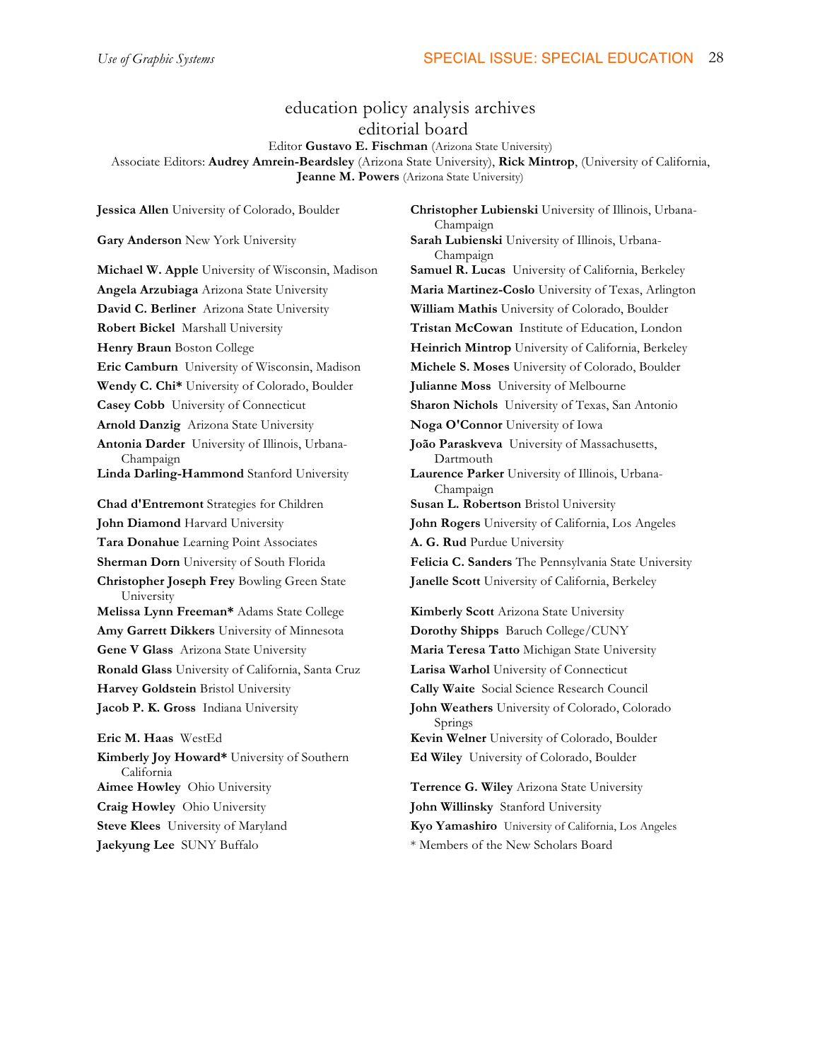# education policy analysis archives

## editorial board

Editor **Gustavo E. Fischman** (Arizona State University)

Associate Editors: **Audrey Amrein-Beardsley** (Arizona State University), **Rick Mintrop**, (University of California, **Jeanne M. Powers** (Arizona State University)

**Jessica Allen** University of Colorado, Boulder

**Gary Anderson** New York University

**Michael W. Apple** University of Wisconsin, Madison

**Angela Arzubiaga** Arizona State University

**David C. Berliner** Arizona State University

**Robert Bickel** Marshall University

**Henry Braun** Boston College

**Eric Camburn** University of Wisconsin, Madison

**Wendy C. Chi*** University of Colorado, Boulder

**Casey Cobb** University of Connecticut

**Arnold Danzig** Arizona State University

**Antonia Darder** University of Illinois, Urbana-Champaign

**Linda Darling-Hammond** Stanford University

**Chad d'Entremont** Strategies for Children

**John Diamond** Harvard University

**Tara Donahue** Learning Point Associates

**Sherman Dorn** University of South Florida

**Christopher Joseph Frey** Bowling Green State University

**Melissa Lynn Freeman*** Adams State College

**Amy Garrett Dikkers** University of Minnesota

**Gene V Glass** Arizona State University

**Ronald Glass** University of California, Santa Cruz

**Harvey Goldstein** Bristol University

**Jacob P. K. Gross** Indiana University

**Eric M. Haas** WestEd

**Kimberly Joy Howard*** University of Southern California

**Aimee Howley** Ohio University

**Craig Howley** Ohio University

**Steve Klees** University of Maryland

**Jaekyung Lee** SUNY Buffalo

**Christopher Lubienski** University of Illinois, Urbana-Champaign

**Sarah Lubienski** University of Illinois, Urbana-Champaign

**Samuel R. Lucas** University of California, Berkeley

**Maria Martinez-Coslo** University of Texas, Arlington

**William Mathis** University of Colorado, Boulder

**Tristan McCowan** Institute of Education, London

**Heinrich Mintrop** University of California, Berkeley

**Michele S. Moses** University of Colorado, Boulder

**Julianne Moss** University of Melbourne

**Sharon Nichols** University of Texas, San Antonio

**Noga O'Connor** University of Iowa

**João Paraskveva** University of Massachusetts, Dartmouth

**Laurence Parker** University of Illinois, Urbana-Champaign

**Susan L. Robertson** Bristol University

**John Rogers** University of California, Los Angeles

**A. G. Rud** Purdue University

**Felicia C. Sanders** The Pennsylvania State University

**Janelle Scott** University of California, Berkeley

**Kimberly Scott** Arizona State University

**Dorothy Shipps** Baruch College/CUNY

**Maria Teresa Tatto** Michigan State University

**Larisa Warhol** University of Connecticut

**Cally Waite** Social Science Research Council

**John Weathers** University of Colorado, Colorado Springs

**Kevin Welner** University of Colorado, Boulder

**Ed Wiley** University of Colorado, Boulder

**Terrence G. Wiley** Arizona State University

**John Willinsky** Stanford University

**Kyo Yamashiro** University of California, Los Angeles

\* Members of the New Scholars Board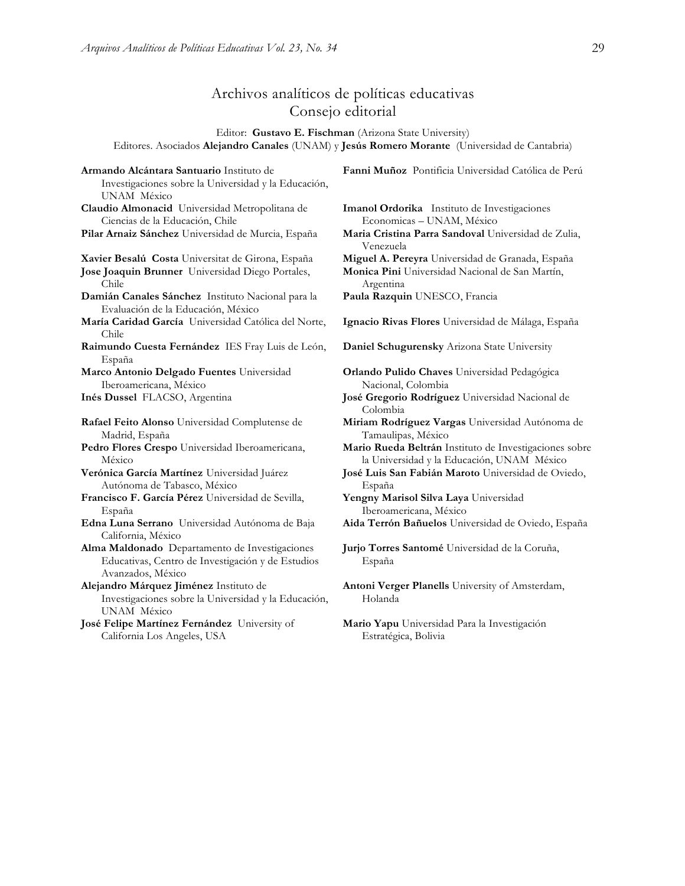# Archivos analíticos de políticas educativas
## Consejo editorial

Editor: **Gustavo E. Fischman** (Arizona State University)
Editores. Asociados **Alejandro Canales** (UNAM) y **Jesús Romero Morante** (Universidad de Cantabria)

**Armando Alcántara Santuario** Instituto de Investigaciones sobre la Universidad y la Educación, UNAM México

**Claudio Almonacid** Universidad Metropolitana de Ciencias de la Educación, Chile

**Pilar Arnaiz Sánchez** Universidad de Murcia, España

**Xavier Besalú Costa** Universitat de Girona, España

**Jose Joaquin Brunner** Universidad Diego Portales, Chile

**Damián Canales Sánchez** Instituto Nacional para la Evaluación de la Educación, México

**María Caridad García** Universidad Católica del Norte, Chile

**Raimundo Cuesta Fernández** IES Fray Luis de León, España

**Marco Antonio Delgado Fuentes** Universidad Iberoamericana, México

**Inés Dussel** FLACSO, Argentina

**Rafael Feito Alonso** Universidad Complutense de Madrid, España

**Pedro Flores Crespo** Universidad Iberoamericana, México

**Verónica García Martínez** Universidad Juárez Autónoma de Tabasco, México

**Francisco F. García Pérez** Universidad de Sevilla, España

**Edna Luna Serrano** Universidad Autónoma de Baja California, México

**Alma Maldonado** Departamento de Investigaciones Educativas, Centro de Investigación y de Estudios Avanzados, México

**Alejandro Márquez Jiménez** Instituto de Investigaciones sobre la Universidad y la Educación, UNAM México

**José Felipe Martínez Fernández** University of California Los Angeles, USA

**Fanni Muñoz** Pontificia Universidad Católica de Perú

**Imanol Ordorika** Instituto de Investigaciones Economicas – UNAM, México

**Maria Cristina Parra Sandoval** Universidad de Zulia, Venezuela

**Miguel A. Pereyra** Universidad de Granada, España

**Monica Pini** Universidad Nacional de San Martín, Argentina

**Paula Razquin** UNESCO, Francia

**Ignacio Rivas Flores** Universidad de Málaga, España

**Daniel Schugurensky** Arizona State University

**Orlando Pulido Chaves** Universidad Pedagógica Nacional, Colombia

**José Gregorio Rodríguez** Universidad Nacional de Colombia

**Miriam Rodríguez Vargas** Universidad Autónoma de Tamaulipas, México

**Mario Rueda Beltrán** Instituto de Investigaciones sobre la Universidad y la Educación, UNAM México

**José Luis San Fabián Maroto** Universidad de Oviedo, España

**Yengny Marisol Silva Laya** Universidad Iberoamericana, México

**Aida Terrón Bañuelos** Universidad de Oviedo, España

**Jurjo Torres Santomé** Universidad de la Coruña, España

**Antoni Verger Planells** University of Amsterdam, Holanda

**Mario Yapu** Universidad Para la Investigación Estratégica, Bolivia